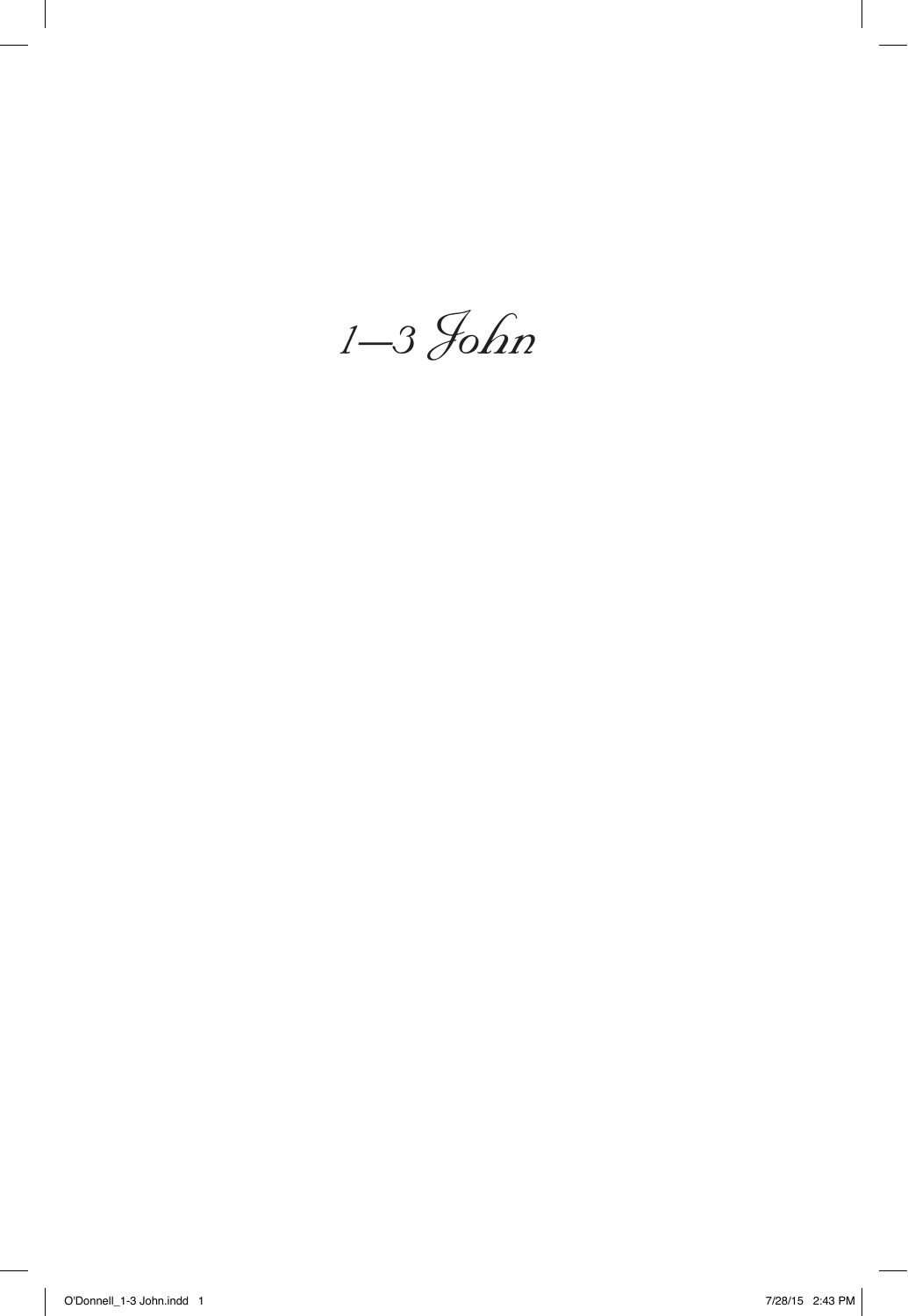# 1–3 John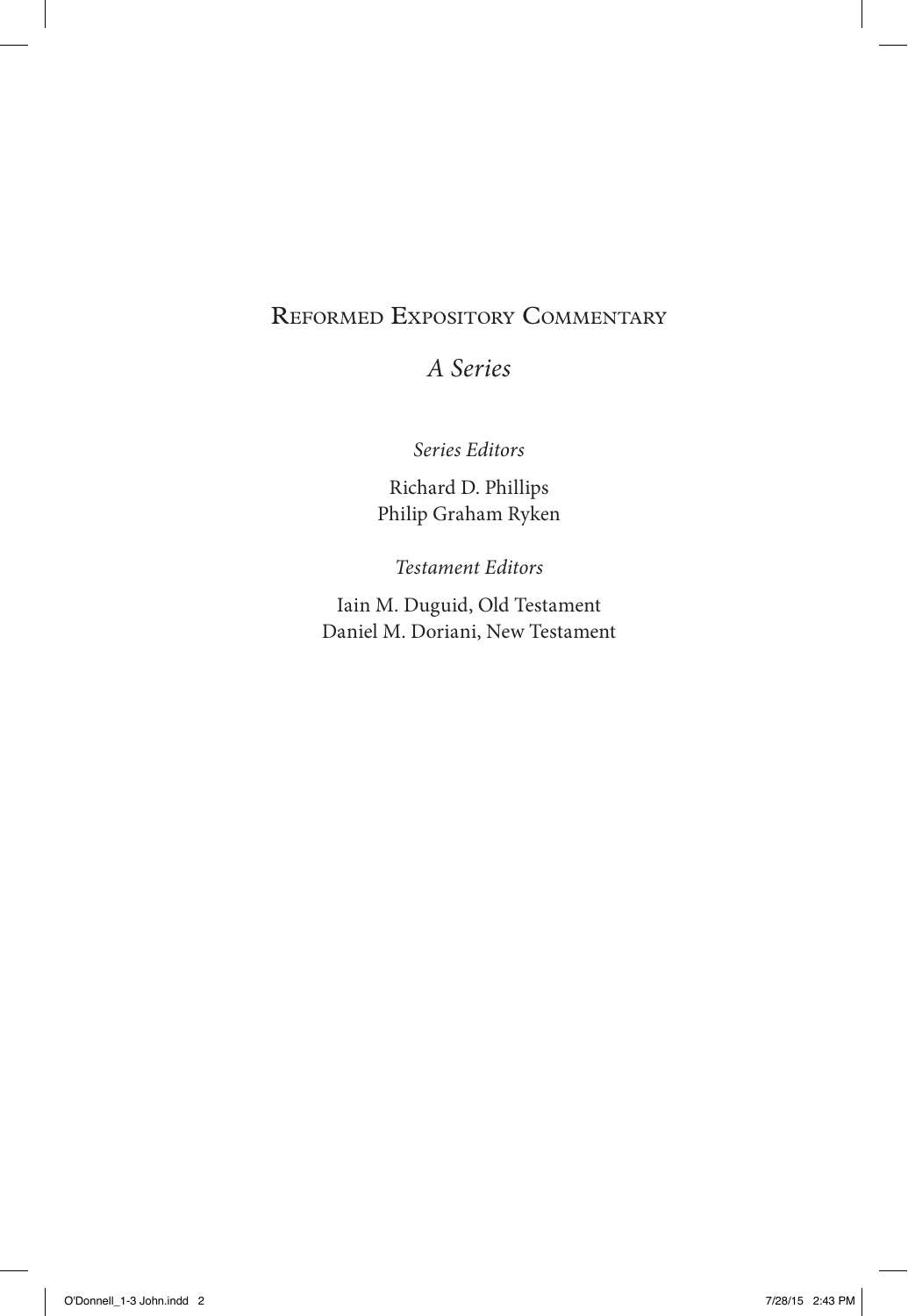# Reformed Expository Commentary

## *A Series*

*Series Editors*

Richard D. Phillips
Philip Graham Ryken

*Testament Editors*

Iain M. Duguid, Old Testament
Daniel M. Doriani, New Testament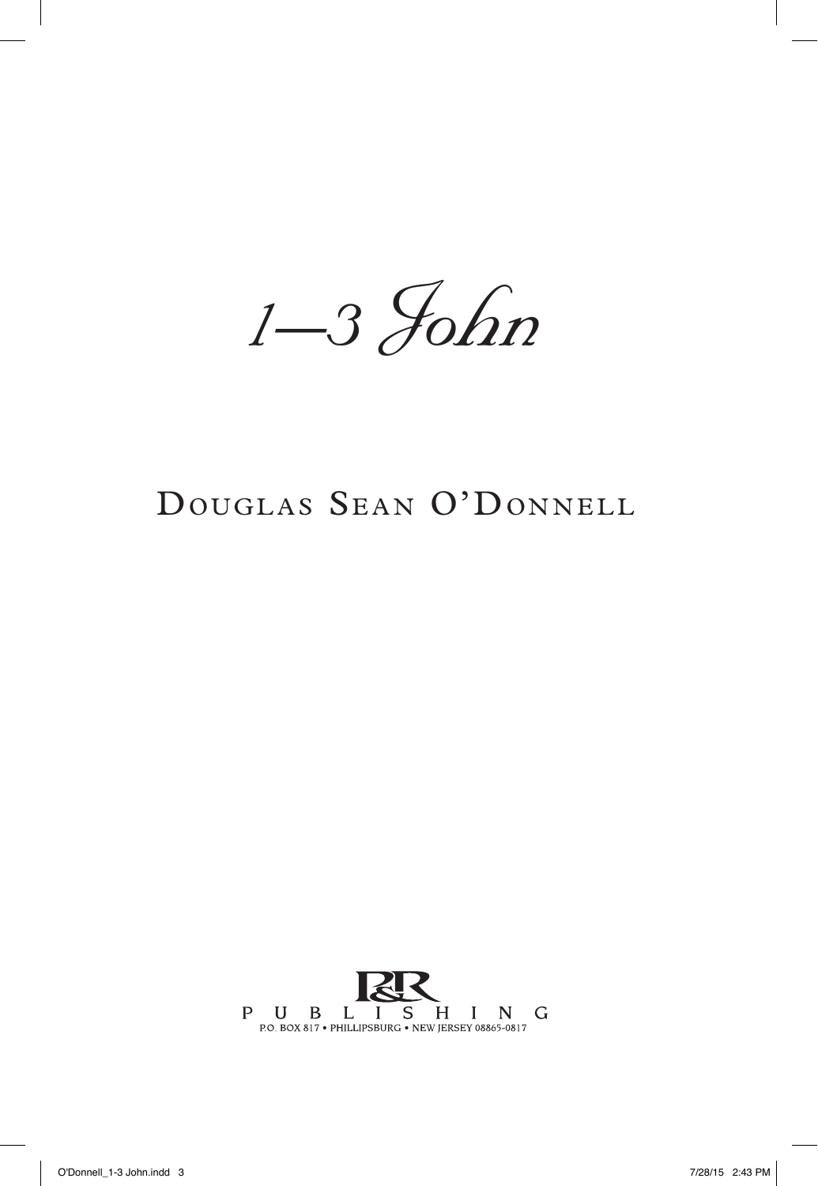# 1–3 John

## Douglas Sean O'Donnell

P&R PUBLISHING
P.O. BOX 817 • PHILLIPSBURG • NEW JERSEY 08865-0817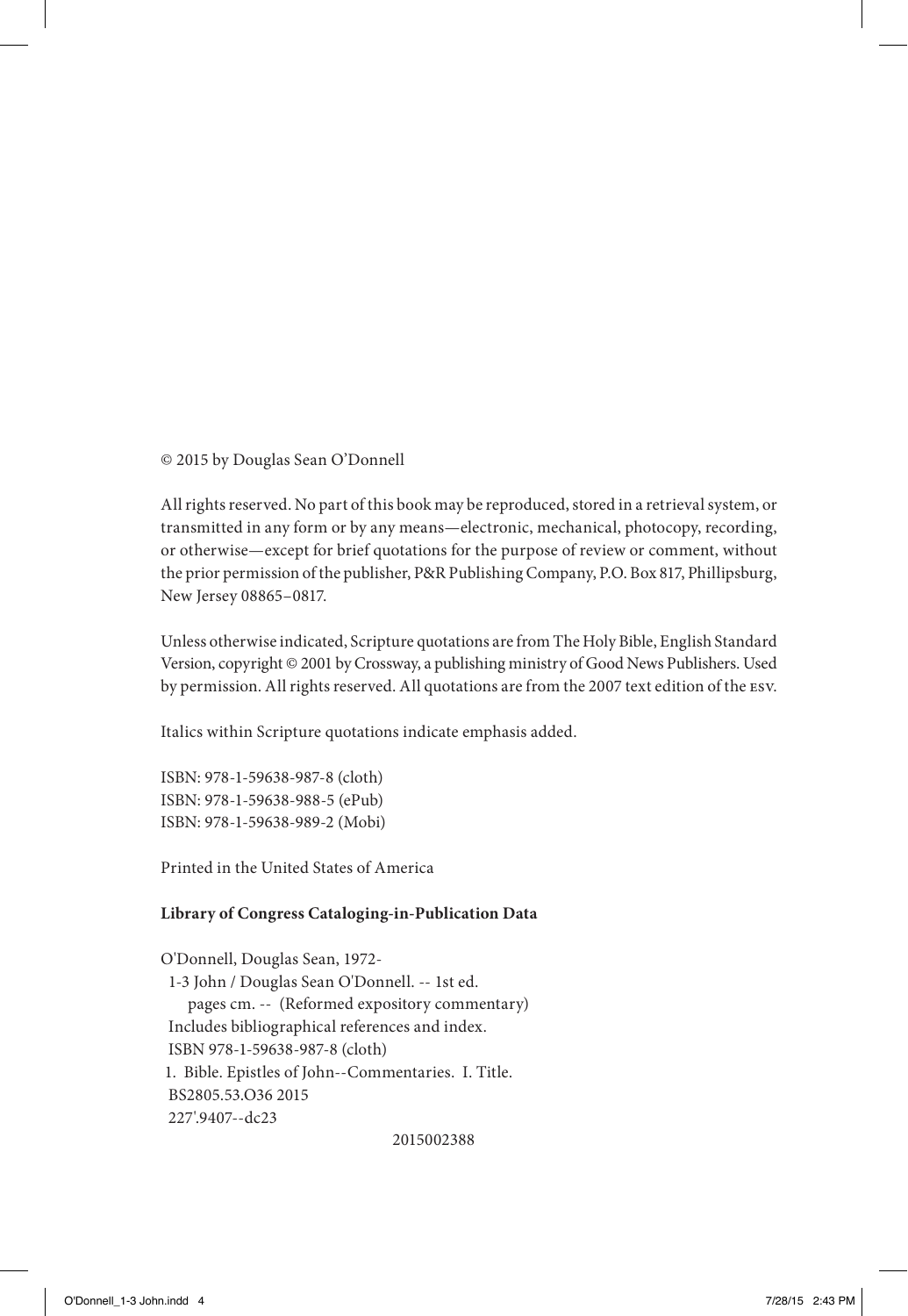© 2015 by Douglas Sean O'Donnell

All rights reserved. No part of this book may be reproduced, stored in a retrieval system, or transmitted in any form or by any means—electronic, mechanical, photocopy, recording, or otherwise—except for brief quotations for the purpose of review or comment, without the prior permission of the publisher, P&R Publishing Company, P.O. Box 817, Phillipsburg, New Jersey 08865–0817.

Unless otherwise indicated, Scripture quotations are from The Holy Bible, English Standard Version, copyright © 2001 by Crossway, a publishing ministry of Good News Publishers. Used by permission. All rights reserved. All quotations are from the 2007 text edition of the ESV.

Italics within Scripture quotations indicate emphasis added.

ISBN: 978-1-59638-987-8 (cloth)
ISBN: 978-1-59638-988-5 (ePub)
ISBN: 978-1-59638-989-2 (Mobi)

Printed in the United States of America

**Library of Congress Cataloging-in-Publication Data**

O'Donnell, Douglas Sean, 1972-
1-3 John / Douglas Sean O'Donnell. -- 1st ed.
pages cm. -- (Reformed expository commentary)
Includes bibliographical references and index.
ISBN 978-1-59638-987-8 (cloth)
1. Bible. Epistles of John--Commentaries. I. Title.
BS2805.53.O36 2015
227'.9407--dc23

2015002388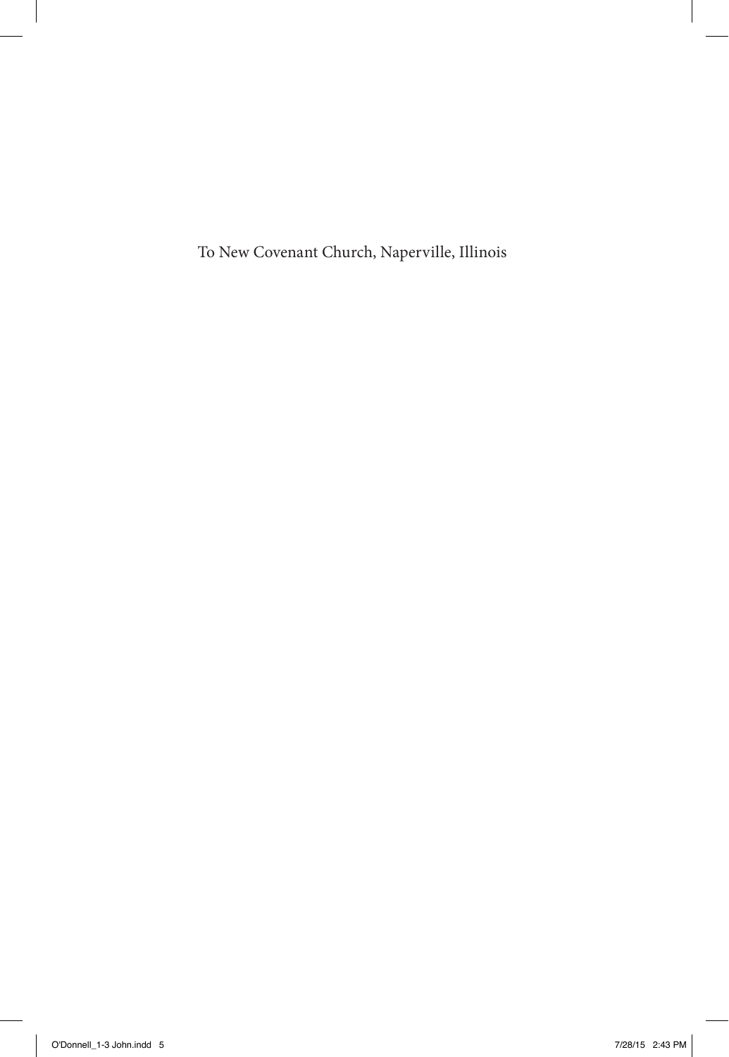To New Covenant Church, Naperville, Illinois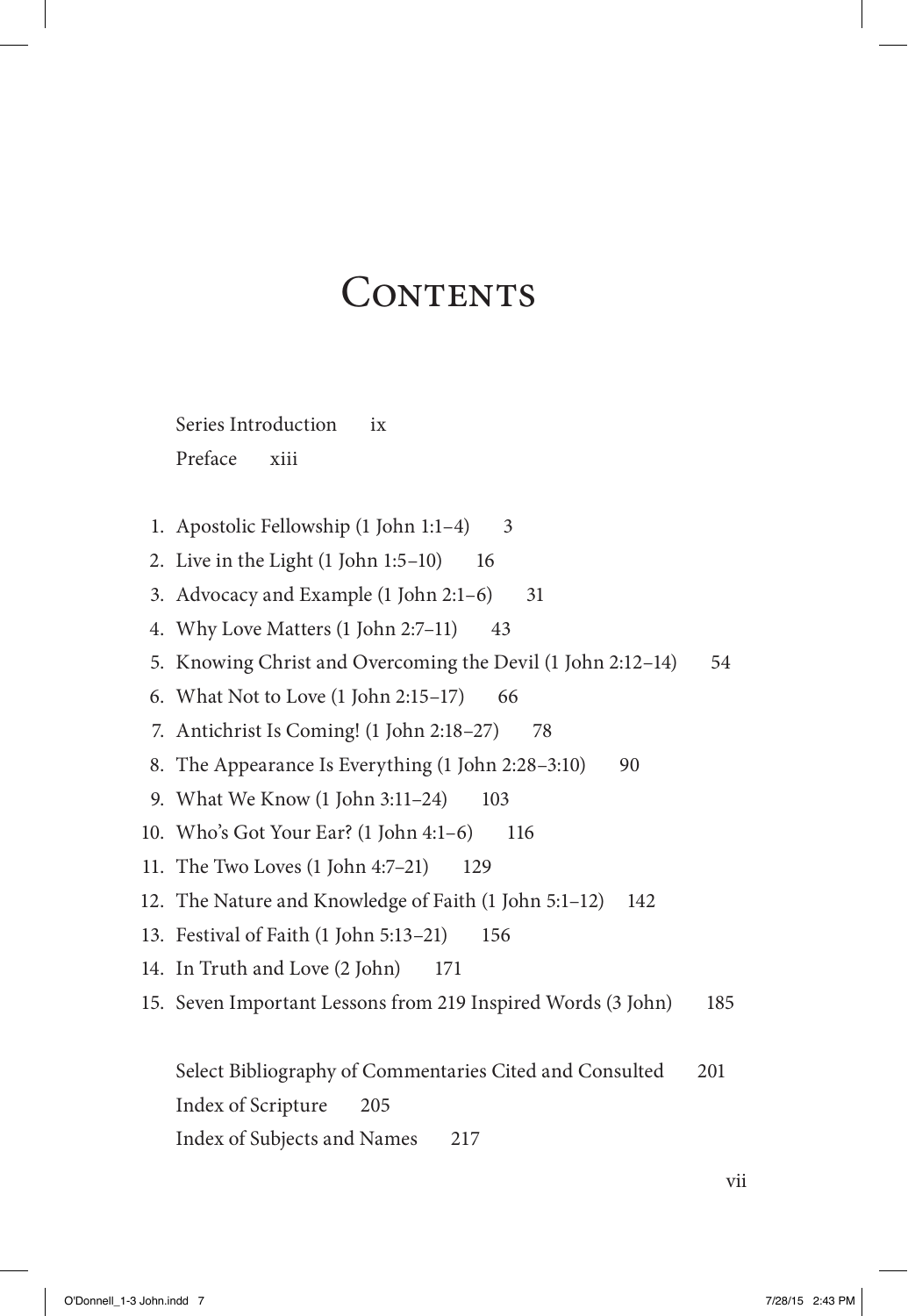# Contents

Series Introduction ix

Preface xiii

1. Apostolic Fellowship (1 John 1:1–4) 3
2. Live in the Light (1 John 1:5–10) 16
3. Advocacy and Example (1 John 2:1–6) 31
4. Why Love Matters (1 John 2:7–11) 43
5. Knowing Christ and Overcoming the Devil (1 John 2:12–14) 54
6. What Not to Love (1 John 2:15–17) 66
7. Antichrist Is Coming! (1 John 2:18–27) 78
8. The Appearance Is Everything (1 John 2:28–3:10) 90
9. What We Know (1 John 3:11–24) 103
10. Who's Got Your Ear? (1 John 4:1–6) 116
11. The Two Loves (1 John 4:7–21) 129
12. The Nature and Knowledge of Faith (1 John 5:1–12) 142
13. Festival of Faith (1 John 5:13–21) 156
14. In Truth and Love (2 John) 171
15. Seven Important Lessons from 219 Inspired Words (3 John) 185

Select Bibliography of Commentaries Cited and Consulted 201

Index of Scripture 205

Index of Subjects and Names 217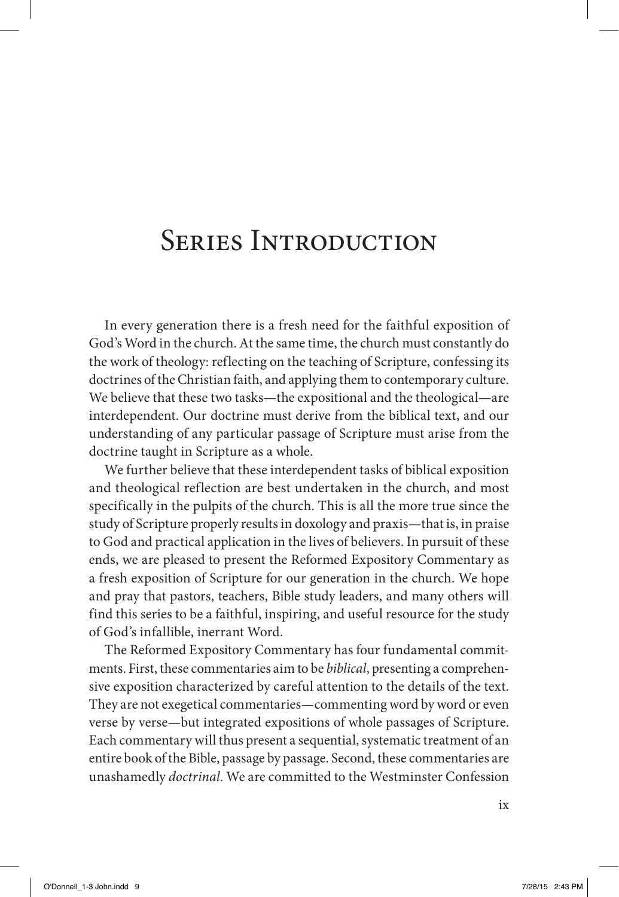# Series Introduction

In every generation there is a fresh need for the faithful exposition of God's Word in the church. At the same time, the church must constantly do the work of theology: reflecting on the teaching of Scripture, confessing its doctrines of the Christian faith, and applying them to contemporary culture. We believe that these two tasks—the expositional and the theological—are interdependent. Our doctrine must derive from the biblical text, and our understanding of any particular passage of Scripture must arise from the doctrine taught in Scripture as a whole.

We further believe that these interdependent tasks of biblical exposition and theological reflection are best undertaken in the church, and most specifically in the pulpits of the church. This is all the more true since the study of Scripture properly results in doxology and praxis—that is, in praise to God and practical application in the lives of believers. In pursuit of these ends, we are pleased to present the Reformed Expository Commentary as a fresh exposition of Scripture for our generation in the church. We hope and pray that pastors, teachers, Bible study leaders, and many others will find this series to be a faithful, inspiring, and useful resource for the study of God's infallible, inerrant Word.

The Reformed Expository Commentary has four fundamental commitments. First, these commentaries aim to be *biblical*, presenting a comprehensive exposition characterized by careful attention to the details of the text. They are not exegetical commentaries—commenting word by word or even verse by verse—but integrated expositions of whole passages of Scripture. Each commentary will thus present a sequential, systematic treatment of an entire book of the Bible, passage by passage. Second, these commentaries are unashamedly *doctrinal*. We are committed to the Westminster Confession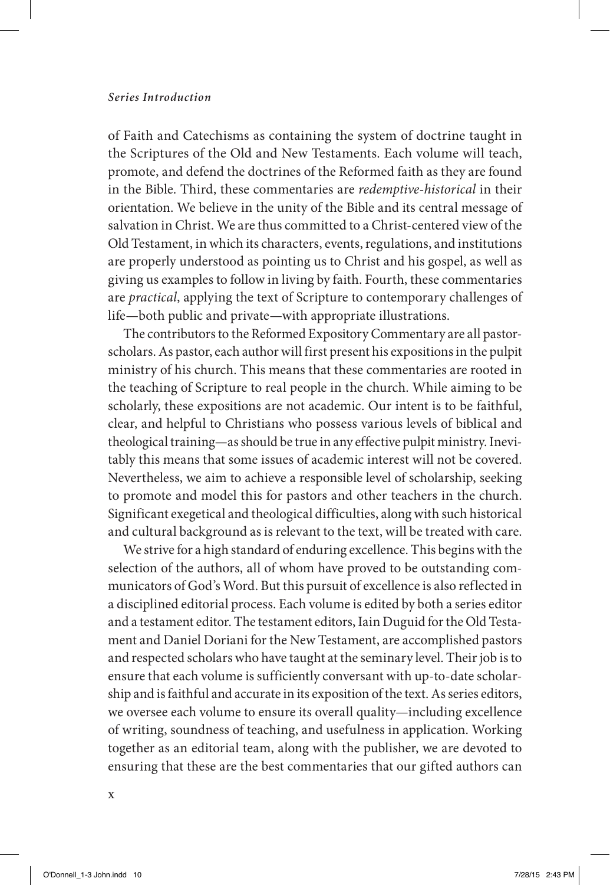of Faith and Catechisms as containing the system of doctrine taught in the Scriptures of the Old and New Testaments. Each volume will teach, promote, and defend the doctrines of the Reformed faith as they are found in the Bible. Third, these commentaries are *redemptive-historical* in their orientation. We believe in the unity of the Bible and its central message of salvation in Christ. We are thus committed to a Christ-centered view of the Old Testament, in which its characters, events, regulations, and institutions are properly understood as pointing us to Christ and his gospel, as well as giving us examples to follow in living by faith. Fourth, these commentaries are *practical*, applying the text of Scripture to contemporary challenges of life—both public and private—with appropriate illustrations.

The contributors to the Reformed Expository Commentary are all pastor-scholars. As pastor, each author will first present his expositions in the pulpit ministry of his church. This means that these commentaries are rooted in the teaching of Scripture to real people in the church. While aiming to be scholarly, these expositions are not academic. Our intent is to be faithful, clear, and helpful to Christians who possess various levels of biblical and theological training—as should be true in any effective pulpit ministry. Inevitably this means that some issues of academic interest will not be covered. Nevertheless, we aim to achieve a responsible level of scholarship, seeking to promote and model this for pastors and other teachers in the church. Significant exegetical and theological difficulties, along with such historical and cultural background as is relevant to the text, will be treated with care.

We strive for a high standard of enduring excellence. This begins with the selection of the authors, all of whom have proved to be outstanding communicators of God's Word. But this pursuit of excellence is also reflected in a disciplined editorial process. Each volume is edited by both a series editor and a testament editor. The testament editors, Iain Duguid for the Old Testament and Daniel Doriani for the New Testament, are accomplished pastors and respected scholars who have taught at the seminary level. Their job is to ensure that each volume is sufficiently conversant with up-to-date scholarship and is faithful and accurate in its exposition of the text. As series editors, we oversee each volume to ensure its overall quality—including excellence of writing, soundness of teaching, and usefulness in application. Working together as an editorial team, along with the publisher, we are devoted to ensuring that these are the best commentaries that our gifted authors can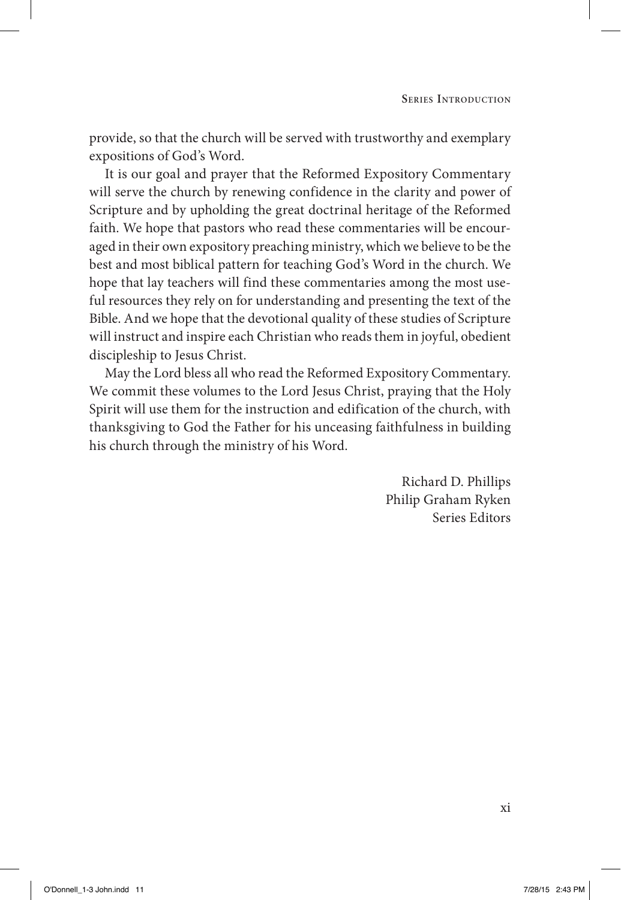provide, so that the church will be served with trustworthy and exemplary expositions of God's Word.

It is our goal and prayer that the Reformed Expository Commentary will serve the church by renewing confidence in the clarity and power of Scripture and by upholding the great doctrinal heritage of the Reformed faith. We hope that pastors who read these commentaries will be encouraged in their own expository preaching ministry, which we believe to be the best and most biblical pattern for teaching God's Word in the church. We hope that lay teachers will find these commentaries among the most useful resources they rely on for understanding and presenting the text of the Bible. And we hope that the devotional quality of these studies of Scripture will instruct and inspire each Christian who reads them in joyful, obedient discipleship to Jesus Christ.

May the Lord bless all who read the Reformed Expository Commentary. We commit these volumes to the Lord Jesus Christ, praying that the Holy Spirit will use them for the instruction and edification of the church, with thanksgiving to God the Father for his unceasing faithfulness in building his church through the ministry of his Word.

Richard D. Phillips
Philip Graham Ryken
Series Editors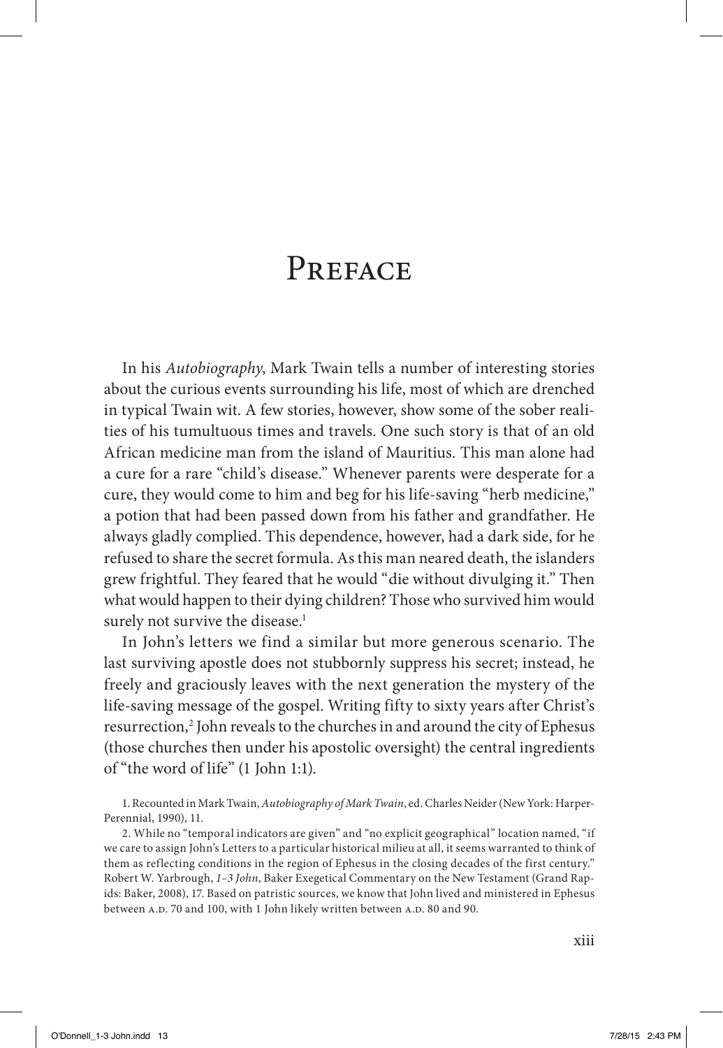# Preface

In his *Autobiography*, Mark Twain tells a number of interesting stories about the curious events surrounding his life, most of which are drenched in typical Twain wit. A few stories, however, show some of the sober realities of his tumultuous times and travels. One such story is that of an old African medicine man from the island of Mauritius. This man alone had a cure for a rare "child's disease." Whenever parents were desperate for a cure, they would come to him and beg for his life-saving "herb medicine," a potion that had been passed down from his father and grandfather. He always gladly complied. This dependence, however, had a dark side, for he refused to share the secret formula. As this man neared death, the islanders grew frightful. They feared that he would "die without divulging it." Then what would happen to their dying children? Those who survived him would surely not survive the disease.[1]

In John's letters we find a similar but more generous scenario. The last surviving apostle does not stubbornly suppress his secret; instead, he freely and graciously leaves with the next generation the mystery of the life-saving message of the gospel. Writing fifty to sixty years after Christ's resurrection,[2] John reveals to the churches in and around the city of Ephesus (those churches then under his apostolic oversight) the central ingredients of "the word of life" (1 John 1:1).

1. Recounted in Mark Twain, *Autobiography of Mark Twain*, ed. Charles Neider (New York: Harper-Perennial, 1990), 11.

2. While no "temporal indicators are given" and "no explicit geographical" location named, "if we care to assign John's Letters to a particular historical milieu at all, it seems warranted to think of them as reflecting conditions in the region of Ephesus in the closing decades of the first century." Robert W. Yarbrough, *1–3 John*, Baker Exegetical Commentary on the New Testament (Grand Rapids: Baker, 2008), 17. Based on patristic sources, we know that John lived and ministered in Ephesus between A.D. 70 and 100, with 1 John likely written between A.D. 80 and 90.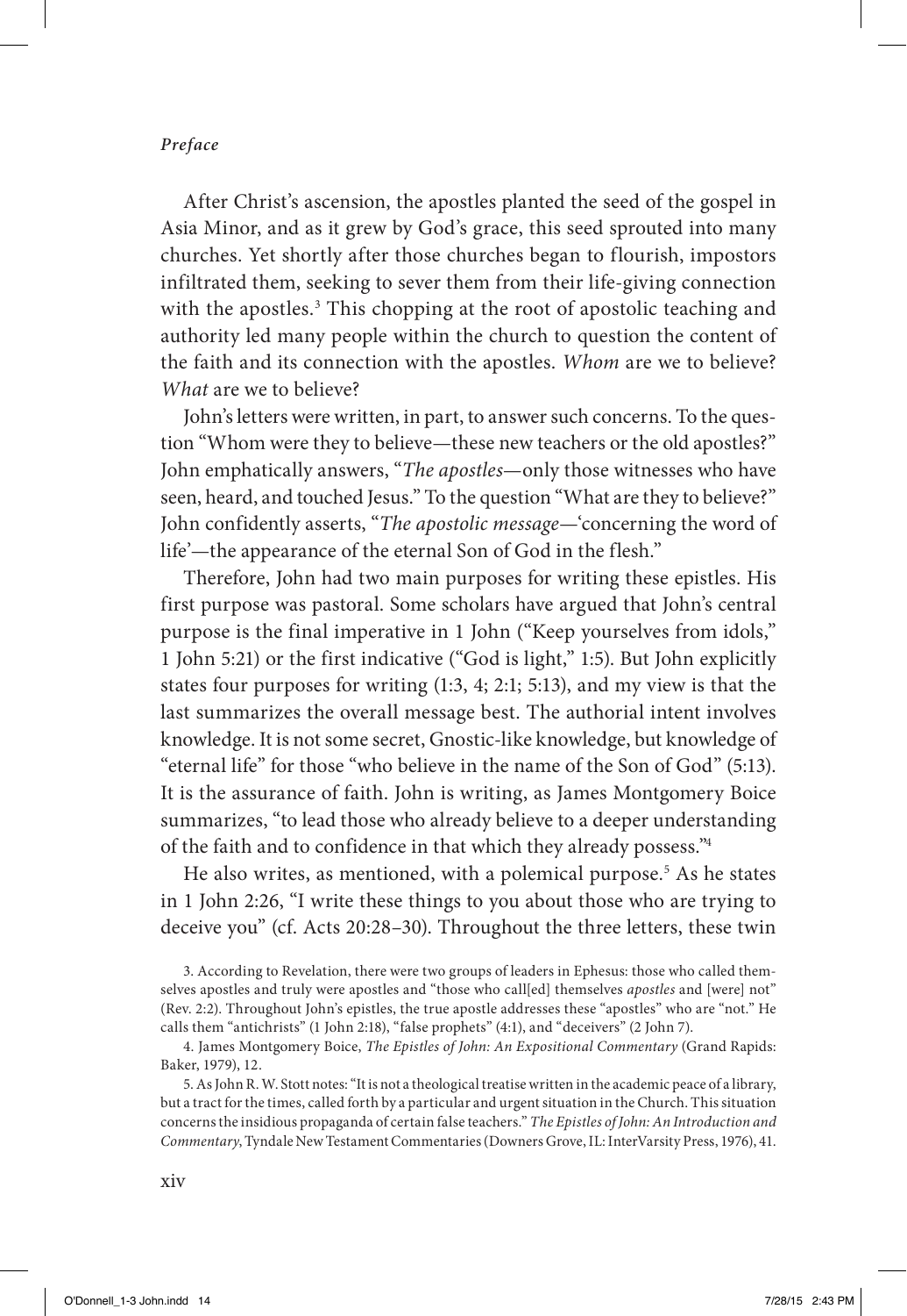After Christ's ascension, the apostles planted the seed of the gospel in Asia Minor, and as it grew by God's grace, this seed sprouted into many churches. Yet shortly after those churches began to flourish, impostors infiltrated them, seeking to sever them from their life-giving connection with the apostles.[3] This chopping at the root of apostolic teaching and authority led many people within the church to question the content of the faith and its connection with the apostles. *Whom* are we to believe? *What* are we to believe?

John's letters were written, in part, to answer such concerns. To the question "Whom were they to believe—these new teachers or the old apostles?" John emphatically answers, "*The apostles*—only those witnesses who have seen, heard, and touched Jesus." To the question "What are they to believe?" John confidently asserts, "*The apostolic message*—'concerning the word of life'—the appearance of the eternal Son of God in the flesh."

Therefore, John had two main purposes for writing these epistles. His first purpose was pastoral. Some scholars have argued that John's central purpose is the final imperative in 1 John ("Keep yourselves from idols," 1 John 5:21) or the first indicative ("God is light," 1:5). But John explicitly states four purposes for writing (1:3, 4; 2:1; 5:13), and my view is that the last summarizes the overall message best. The authorial intent involves knowledge. It is not some secret, Gnostic-like knowledge, but knowledge of "eternal life" for those "who believe in the name of the Son of God" (5:13). It is the assurance of faith. John is writing, as James Montgomery Boice summarizes, "to lead those who already believe to a deeper understanding of the faith and to confidence in that which they already possess."[4]

He also writes, as mentioned, with a polemical purpose.[5] As he states in 1 John 2:26, "I write these things to you about those who are trying to deceive you" (cf. Acts 20:28–30). Throughout the three letters, these twin

3. According to Revelation, there were two groups of leaders in Ephesus: those who called themselves apostles and truly were apostles and "those who call[ed] themselves *apostles* and [were] not" (Rev. 2:2). Throughout John's epistles, the true apostle addresses these "apostles" who are "not." He calls them "antichrists" (1 John 2:18), "false prophets" (4:1), and "deceivers" (2 John 7).

4. James Montgomery Boice, *The Epistles of John: An Expositional Commentary* (Grand Rapids: Baker, 1979), 12.

5. As John R. W. Stott notes: "It is not a theological treatise written in the academic peace of a library, but a tract for the times, called forth by a particular and urgent situation in the Church. This situation concerns the insidious propaganda of certain false teachers." *The Epistles of John: An Introduction and Commentary*, Tyndale New Testament Commentaries (Downers Grove, IL: InterVarsity Press, 1976), 41.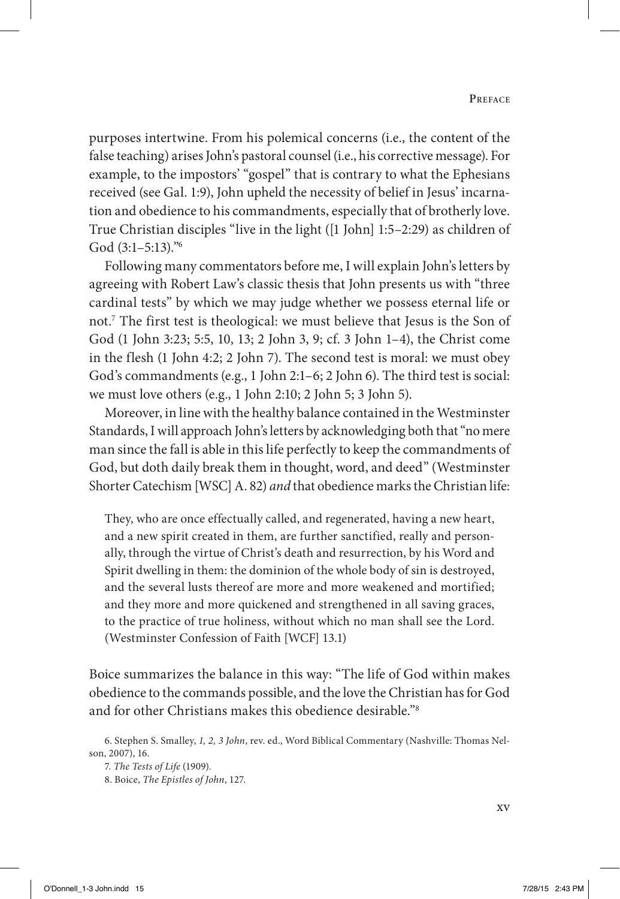purposes intertwine. From his polemical concerns (i.e., the content of the false teaching) arises John's pastoral counsel (i.e., his corrective message). For example, to the impostors' "gospel" that is contrary to what the Ephesians received (see Gal. 1:9), John upheld the necessity of belief in Jesus' incarnation and obedience to his commandments, especially that of brotherly love. True Christian disciples "live in the light ([1 John] 1:5–2:29) as children of God (3:1–5:13)."[6]

Following many commentators before me, I will explain John's letters by agreeing with Robert Law's classic thesis that John presents us with "three cardinal tests" by which we may judge whether we possess eternal life or not.[7] The first test is theological: we must believe that Jesus is the Son of God (1 John 3:23; 5:5, 10, 13; 2 John 3, 9; cf. 3 John 1–4), the Christ come in the flesh (1 John 4:2; 2 John 7). The second test is moral: we must obey God's commandments (e.g., 1 John 2:1–6; 2 John 6). The third test is social: we must love others (e.g., 1 John 2:10; 2 John 5; 3 John 5).

Moreover, in line with the healthy balance contained in the Westminster Standards, I will approach John's letters by acknowledging both that "no mere man since the fall is able in this life perfectly to keep the commandments of God, but doth daily break them in thought, word, and deed" (Westminster Shorter Catechism [WSC] A. 82) *and* that obedience marks the Christian life:

> They, who are once effectually called, and regenerated, having a new heart, and a new spirit created in them, are further sanctified, really and personally, through the virtue of Christ's death and resurrection, by his Word and Spirit dwelling in them: the dominion of the whole body of sin is destroyed, and the several lusts thereof are more and more weakened and mortified; and they more and more quickened and strengthened in all saving graces, to the practice of true holiness, without which no man shall see the Lord. (Westminster Confession of Faith [WCF] 13.1)

Boice summarizes the balance in this way: "The life of God within makes obedience to the commands possible, and the love the Christian has for God and for other Christians makes this obedience desirable."[8]

6. Stephen S. Smalley, *1, 2, 3 John*, rev. ed., Word Biblical Commentary (Nashville: Thomas Nelson, 2007), 16.

7. *The Tests of Life* (1909).

8. Boice, *The Epistles of John*, 127.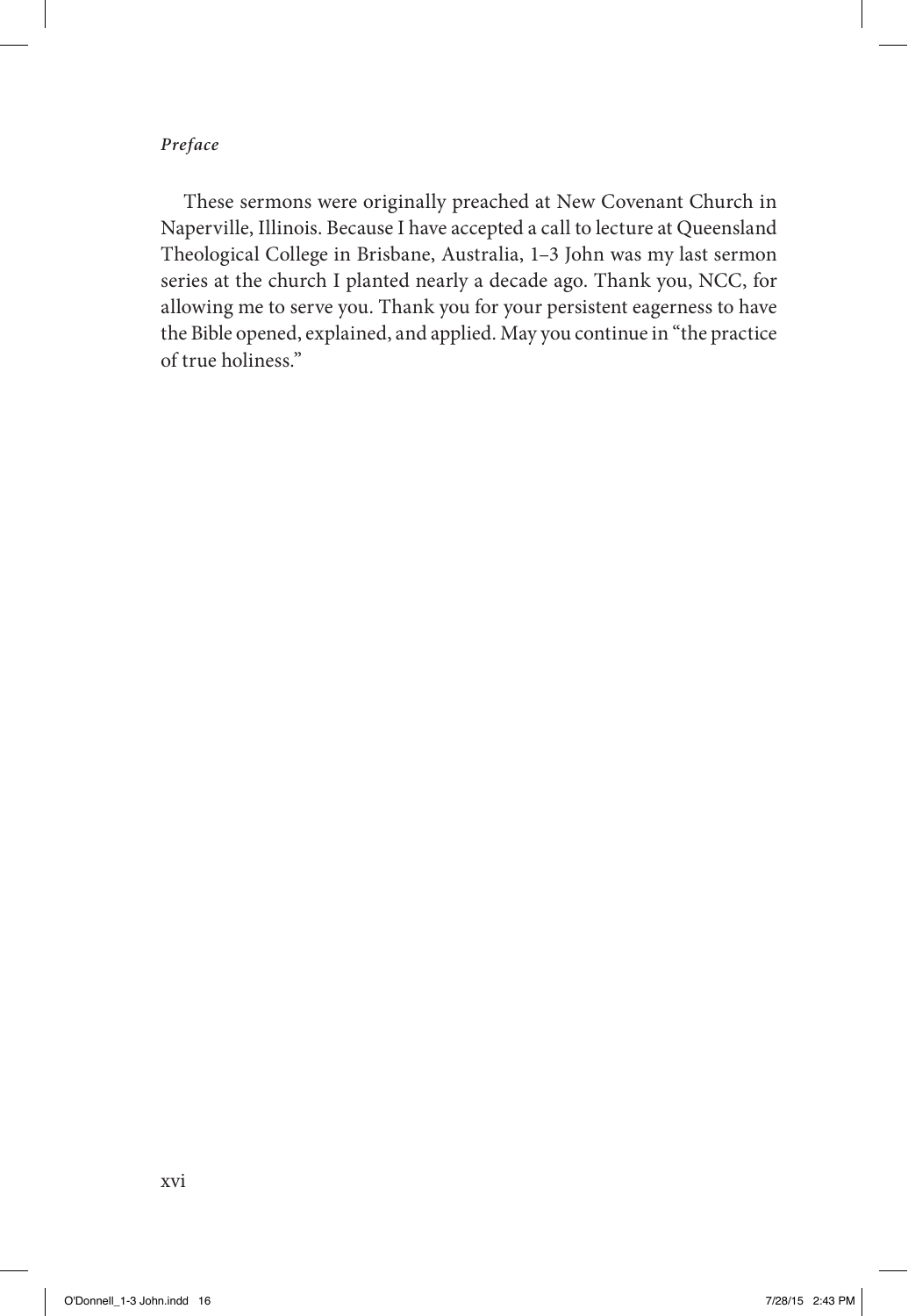These sermons were originally preached at New Covenant Church in Naperville, Illinois. Because I have accepted a call to lecture at Queensland Theological College in Brisbane, Australia, 1–3 John was my last sermon series at the church I planted nearly a decade ago. Thank you, NCC, for allowing me to serve you. Thank you for your persistent eagerness to have the Bible opened, explained, and applied. May you continue in "the practice of true holiness."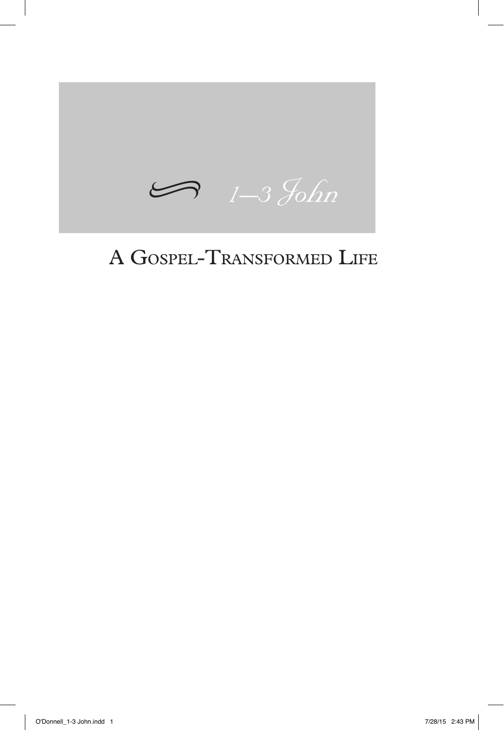# 1–3 John

## A Gospel-Transformed Life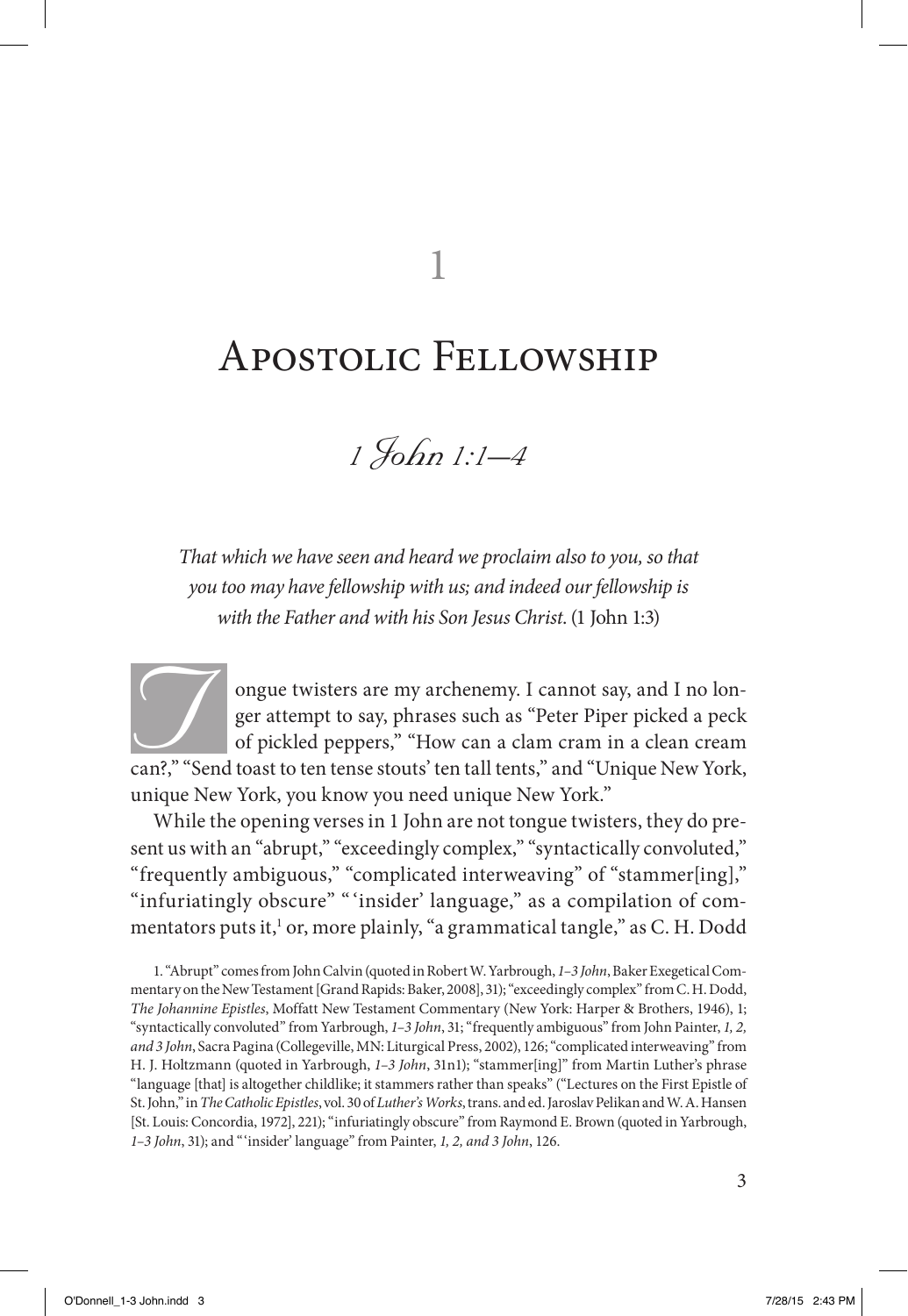# 1

# Apostolic Fellowship

## *1 John 1:1–4*

*That which we have seen and heard we proclaim also to you, so that you too may have fellowship with us; and indeed our fellowship is with the Father and with his Son Jesus Christ.* (1 John 1:3)

Tongue twisters are my archenemy. I cannot say, and I no longer attempt to say, phrases such as "Peter Piper picked a peck of pickled peppers," "How can a clam cram in a clean cream can?," "Send toast to ten tense stouts' ten tall tents," and "Unique New York, unique New York, you know you need unique New York."

While the opening verses in 1 John are not tongue twisters, they do present us with an "abrupt," "exceedingly complex," "syntactically convoluted," "frequently ambiguous," "complicated interweaving" of "stammer[ing]," "infuriatingly obscure" "'insider' language," as a compilation of commentators puts it,[1] or, more plainly, "a grammatical tangle," as C. H. Dodd

1. "Abrupt" comes from John Calvin (quoted in Robert W. Yarbrough, *1–3 John*, Baker Exegetical Commentary on the New Testament [Grand Rapids: Baker, 2008], 31); "exceedingly complex" from C. H. Dodd, *The Johannine Epistles*, Moffatt New Testament Commentary (New York: Harper & Brothers, 1946), 1; "syntactically convoluted" from Yarbrough, *1–3 John*, 31; "frequently ambiguous" from John Painter, *1, 2, and 3 John*, Sacra Pagina (Collegeville, MN: Liturgical Press, 2002), 126; "complicated interweaving" from H. J. Holtzmann (quoted in Yarbrough, *1–3 John*, 31n1); "stammer[ing]" from Martin Luther's phrase "language [that] is altogether childlike; it stammers rather than speaks" ("Lectures on the First Epistle of St. John," in *The Catholic Epistles*, vol. 30 of *Luther's Works*, trans. and ed. Jaroslav Pelikan and W. A. Hansen [St. Louis: Concordia, 1972], 221); "infuriatingly obscure" from Raymond E. Brown (quoted in Yarbrough, *1–3 John*, 31); and "'insider' language" from Painter, *1, 2, and 3 John*, 126.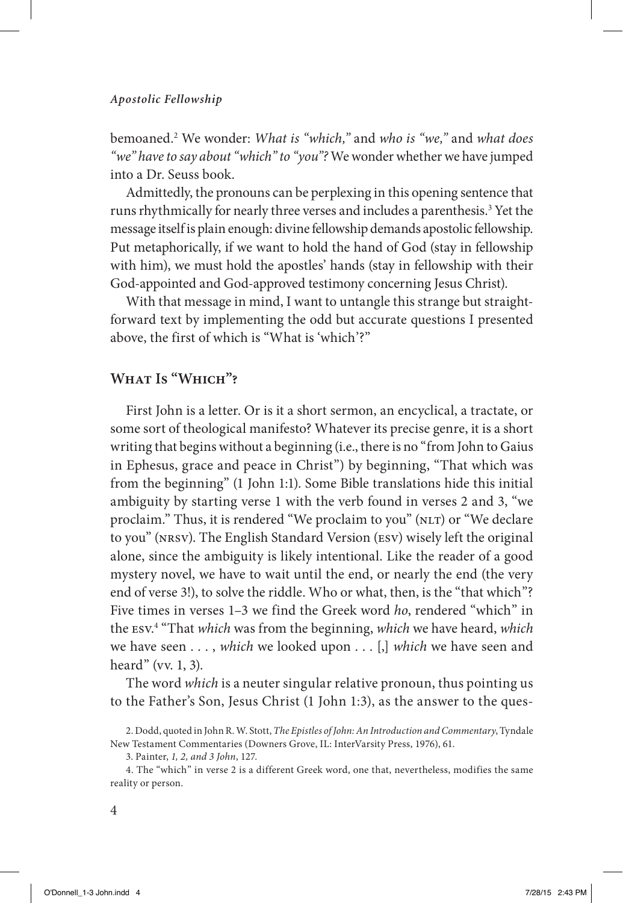bemoaned.[2] We wonder: *What is "which,"* and *who is "we,"* and *what does "we" have to say about "which" to "you"?* We wonder whether we have jumped into a Dr. Seuss book.

Admittedly, the pronouns can be perplexing in this opening sentence that runs rhythmically for nearly three verses and includes a parenthesis.[3] Yet the message itself is plain enough: divine fellowship demands apostolic fellowship. Put metaphorically, if we want to hold the hand of God (stay in fellowship with him), we must hold the apostles' hands (stay in fellowship with their God-appointed and God-approved testimony concerning Jesus Christ).

With that message in mind, I want to untangle this strange but straightforward text by implementing the odd but accurate questions I presented above, the first of which is "What is 'which'?"

## What Is "Which"?

First John is a letter. Or is it a short sermon, an encyclical, a tractate, or some sort of theological manifesto? Whatever its precise genre, it is a short writing that begins without a beginning (i.e., there is no "from John to Gaius in Ephesus, grace and peace in Christ") by beginning, "That which was from the beginning" (1 John 1:1). Some Bible translations hide this initial ambiguity by starting verse 1 with the verb found in verses 2 and 3, "we proclaim." Thus, it is rendered "We proclaim to you" (NLT) or "We declare to you" (NRSV). The English Standard Version (ESV) wisely left the original alone, since the ambiguity is likely intentional. Like the reader of a good mystery novel, we have to wait until the end, or nearly the end (the very end of verse 3!), to solve the riddle. Who or what, then, is the "that which"? Five times in verses 1–3 we find the Greek word *ho*, rendered "which" in the ESV.[4] "That *which* was from the beginning, *which* we have heard, *which* we have seen . . . , *which* we looked upon . . . [,] *which* we have seen and heard" (vv. 1, 3).

The word *which* is a neuter singular relative pronoun, thus pointing us to the Father's Son, Jesus Christ (1 John 1:3), as the answer to the ques-

2. Dodd, quoted in John R. W. Stott, *The Epistles of John: An Introduction and Commentary*, Tyndale New Testament Commentaries (Downers Grove, IL: InterVarsity Press, 1976), 61.

3. Painter, *1, 2, and 3 John*, 127.

4. The "which" in verse 2 is a different Greek word, one that, nevertheless, modifies the same reality or person.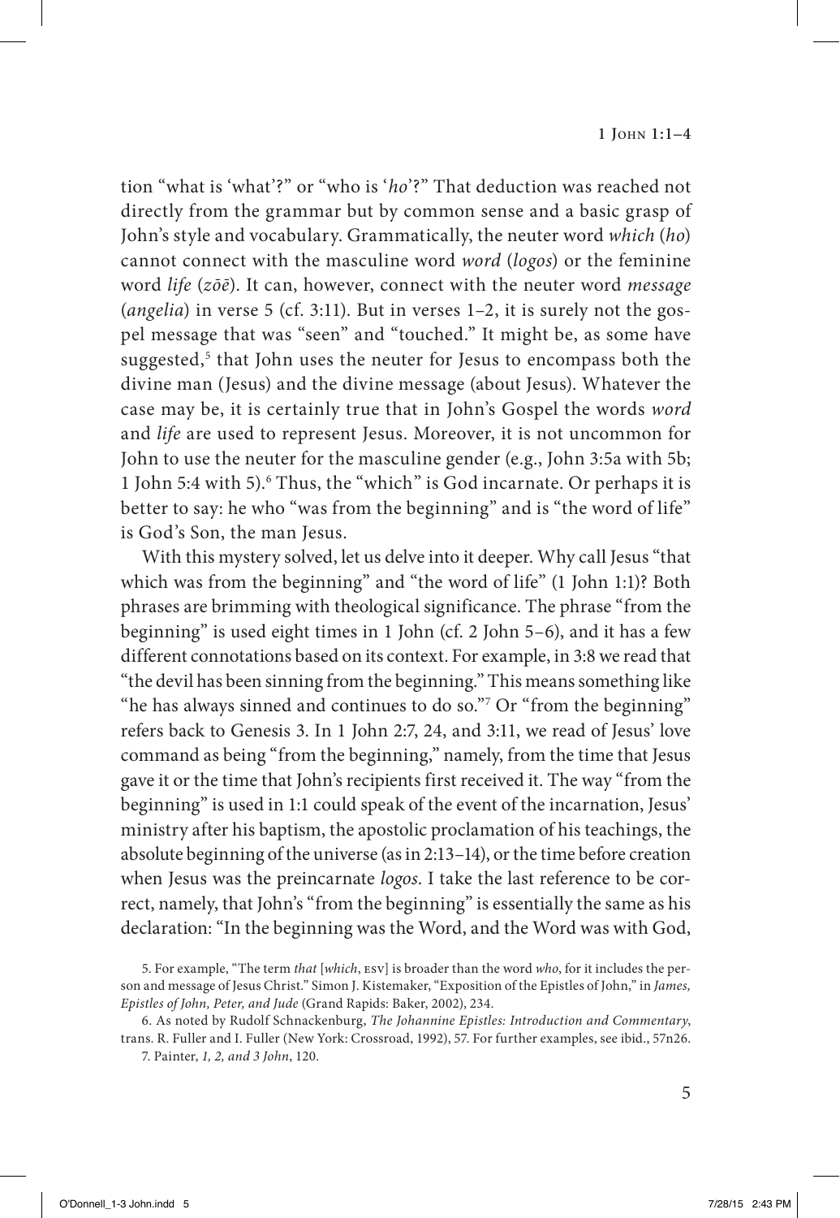tion "what is 'what'?" or "who is '*ho*'?" That deduction was reached not directly from the grammar but by common sense and a basic grasp of John's style and vocabulary. Grammatically, the neuter word *which* (*ho*) cannot connect with the masculine word *word* (*logos*) or the feminine word *life* (*zōē*). It can, however, connect with the neuter word *message* (*angelia*) in verse 5 (cf. 3:11). But in verses 1–2, it is surely not the gospel message that was "seen" and "touched." It might be, as some have suggested,[5] that John uses the neuter for Jesus to encompass both the divine man (Jesus) and the divine message (about Jesus). Whatever the case may be, it is certainly true that in John's Gospel the words *word* and *life* are used to represent Jesus. Moreover, it is not uncommon for John to use the neuter for the masculine gender (e.g., John 3:5a with 5b; 1 John 5:4 with 5).[6] Thus, the "which" is God incarnate. Or perhaps it is better to say: he who "was from the beginning" and is "the word of life" is God's Son, the man Jesus.

With this mystery solved, let us delve into it deeper. Why call Jesus "that which was from the beginning" and "the word of life" (1 John 1:1)? Both phrases are brimming with theological significance. The phrase "from the beginning" is used eight times in 1 John (cf. 2 John 5–6), and it has a few different connotations based on its context. For example, in 3:8 we read that "the devil has been sinning from the beginning." This means something like "he has always sinned and continues to do so."[7] Or "from the beginning" refers back to Genesis 3. In 1 John 2:7, 24, and 3:11, we read of Jesus' love command as being "from the beginning," namely, from the time that Jesus gave it or the time that John's recipients first received it. The way "from the beginning" is used in 1:1 could speak of the event of the incarnation, Jesus' ministry after his baptism, the apostolic proclamation of his teachings, the absolute beginning of the universe (as in 2:13–14), or the time before creation when Jesus was the preincarnate *logos*. I take the last reference to be correct, namely, that John's "from the beginning" is essentially the same as his declaration: "In the beginning was the Word, and the Word was with God,

5. For example, "The term *that* [*which*, ESV] is broader than the word *who*, for it includes the person and message of Jesus Christ." Simon J. Kistemaker, "Exposition of the Epistles of John," in *James, Epistles of John, Peter, and Jude* (Grand Rapids: Baker, 2002), 234.

6. As noted by Rudolf Schnackenburg, *The Johannine Epistles: Introduction and Commentary*, trans. R. Fuller and I. Fuller (New York: Crossroad, 1992), 57. For further examples, see ibid., 57n26.

7. Painter, *1, 2, and 3 John*, 120.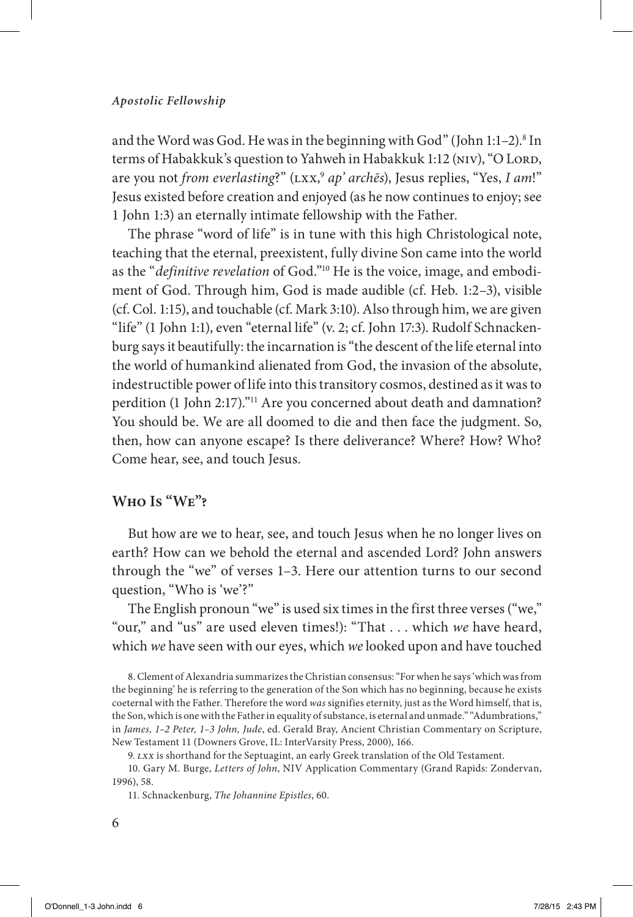and the Word was God. He was in the beginning with God" (John 1:1–2).[8] In terms of Habakkuk's question to Yahweh in Habakkuk 1:12 (NIV), "O LORD, are you not *from everlasting*?" (LXX,[9] *ap' archēs*), Jesus replies, "Yes, *I am*!" Jesus existed before creation and enjoyed (as he now continues to enjoy; see 1 John 1:3) an eternally intimate fellowship with the Father.

The phrase "word of life" is in tune with this high Christological note, teaching that the eternal, preexistent, fully divine Son came into the world as the "*definitive revelation* of God."[10] He is the voice, image, and embodiment of God. Through him, God is made audible (cf. Heb. 1:2–3), visible (cf. Col. 1:15), and touchable (cf. Mark 3:10). Also through him, we are given "life" (1 John 1:1), even "eternal life" (v. 2; cf. John 17:3). Rudolf Schnackenburg says it beautifully: the incarnation is "the descent of the life eternal into the world of humankind alienated from God, the invasion of the absolute, indestructible power of life into this transitory cosmos, destined as it was to perdition (1 John 2:17)."[11] Are you concerned about death and damnation? You should be. We are all doomed to die and then face the judgment. So, then, how can anyone escape? Is there deliverance? Where? How? Who? Come hear, see, and touch Jesus.

## Who Is "We"?

But how are we to hear, see, and touch Jesus when he no longer lives on earth? How can we behold the eternal and ascended Lord? John answers through the "we" of verses 1–3. Here our attention turns to our second question, "Who is 'we'?"

The English pronoun "we" is used six times in the first three verses ("we," "our," and "us" are used eleven times!): "That . . . which *we* have heard, which *we* have seen with our eyes, which *we* looked upon and have touched

8. Clement of Alexandria summarizes the Christian consensus: "For when he says 'which was from the beginning' he is referring to the generation of the Son which has no beginning, because he exists coeternal with the Father. Therefore the word *was* signifies eternity, just as the Word himself, that is, the Son, which is one with the Father in equality of substance, is eternal and unmade." "Adumbrations," in *James, 1–2 Peter, 1–3 John, Jude*, ed. Gerald Bray, Ancient Christian Commentary on Scripture, New Testament 11 (Downers Grove, IL: InterVarsity Press, 2000), 166.

9. *LXX* is shorthand for the Septuagint, an early Greek translation of the Old Testament.

10. Gary M. Burge, *Letters of John*, NIV Application Commentary (Grand Rapids: Zondervan, 1996), 58.

11. Schnackenburg, *The Johannine Epistles*, 60.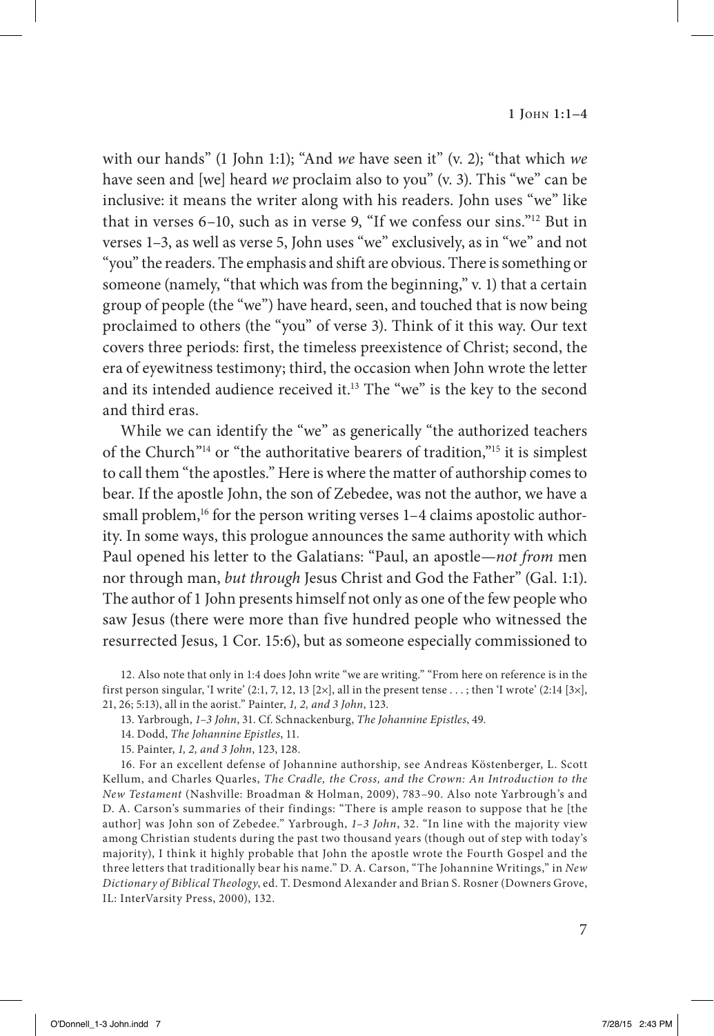with our hands" (1 John 1:1); "And *we* have seen it" (v. 2); "that which *we* have seen and [we] heard *we* proclaim also to you" (v. 3). This "we" can be inclusive: it means the writer along with his readers. John uses "we" like that in verses 6–10, such as in verse 9, "If we confess our sins."[12] But in verses 1–3, as well as verse 5, John uses "we" exclusively, as in "we" and not "you" the readers. The emphasis and shift are obvious. There is something or someone (namely, "that which was from the beginning," v. 1) that a certain group of people (the "we") have heard, seen, and touched that is now being proclaimed to others (the "you" of verse 3). Think of it this way. Our text covers three periods: first, the timeless preexistence of Christ; second, the era of eyewitness testimony; third, the occasion when John wrote the letter and its intended audience received it.[13] The "we" is the key to the second and third eras.

While we can identify the "we" as generically "the authorized teachers of the Church"[14] or "the authoritative bearers of tradition,"[15] it is simplest to call them "the apostles." Here is where the matter of authorship comes to bear. If the apostle John, the son of Zebedee, was not the author, we have a small problem,[16] for the person writing verses 1–4 claims apostolic authority. In some ways, this prologue announces the same authority with which Paul opened his letter to the Galatians: "Paul, an apostle—*not from* men nor through man, *but through* Jesus Christ and God the Father" (Gal. 1:1). The author of 1 John presents himself not only as one of the few people who saw Jesus (there were more than five hundred people who witnessed the resurrected Jesus, 1 Cor. 15:6), but as someone especially commissioned to

12. Also note that only in 1:4 does John write "we are writing." "From here on reference is in the first person singular, 'I write' (2:1, 7, 12, 13 [2×], all in the present tense . . . ; then 'I wrote' (2:14 [3×], 21, 26; 5:13), all in the aorist." Painter, *1, 2, and 3 John*, 123.

13. Yarbrough, *1–3 John*, 31. Cf. Schnackenburg, *The Johannine Epistles*, 49.

14. Dodd, *The Johannine Epistles*, 11.

15. Painter, *1, 2, and 3 John*, 123, 128.

16. For an excellent defense of Johannine authorship, see Andreas Köstenberger, L. Scott Kellum, and Charles Quarles, *The Cradle, the Cross, and the Crown: An Introduction to the New Testament* (Nashville: Broadman & Holman, 2009), 783–90. Also note Yarbrough's and D. A. Carson's summaries of their findings: "There is ample reason to suppose that he [the author] was John son of Zebedee." Yarbrough, *1–3 John*, 32. "In line with the majority view among Christian students during the past two thousand years (though out of step with today's majority), I think it highly probable that John the apostle wrote the Fourth Gospel and the three letters that traditionally bear his name." D. A. Carson, "The Johannine Writings," in *New Dictionary of Biblical Theology*, ed. T. Desmond Alexander and Brian S. Rosner (Downers Grove, IL: InterVarsity Press, 2000), 132.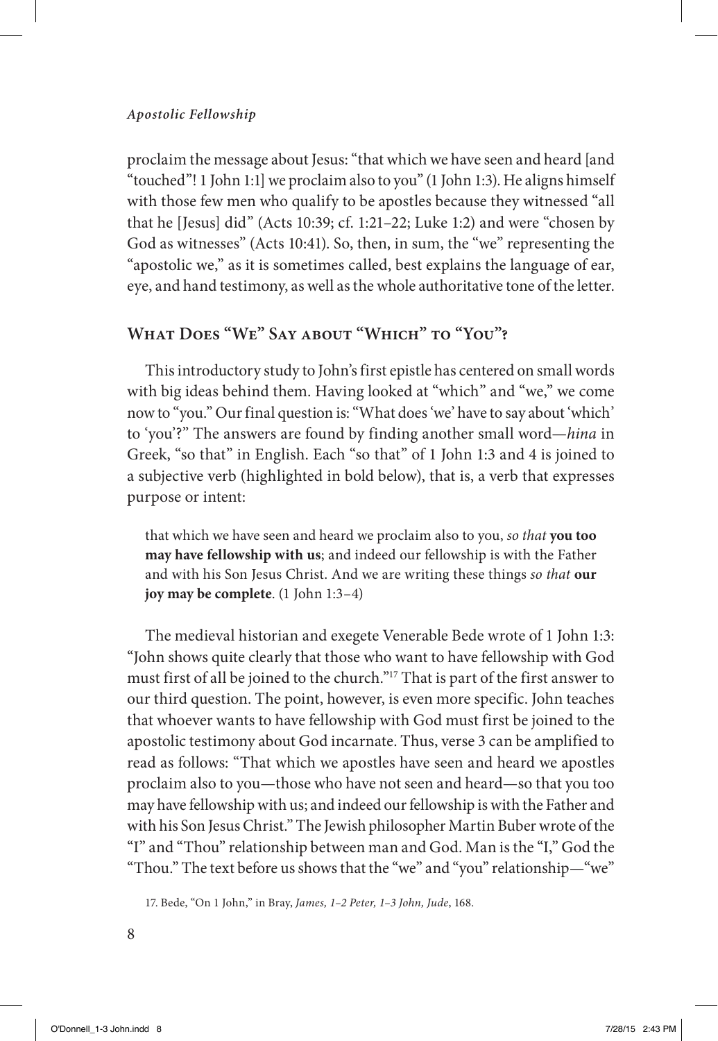proclaim the message about Jesus: "that which we have seen and heard [and "touched"! 1 John 1:1] we proclaim also to you" (1 John 1:3). He aligns himself with those few men who qualify to be apostles because they witnessed "all that he [Jesus] did" (Acts 10:39; cf. 1:21–22; Luke 1:2) and were "chosen by God as witnesses" (Acts 10:41). So, then, in sum, the "we" representing the "apostolic we," as it is sometimes called, best explains the language of ear, eye, and hand testimony, as well as the whole authoritative tone of the letter.

## What Does "We" Say about "Which" to "You"?

This introductory study to John's first epistle has centered on small words with big ideas behind them. Having looked at "which" and "we," we come now to "you." Our final question is: "What does 'we' have to say about 'which' to 'you'?" The answers are found by finding another small word—*hina* in Greek, "so that" in English. Each "so that" of 1 John 1:3 and 4 is joined to a subjective verb (highlighted in bold below), that is, a verb that expresses purpose or intent:

> that which we have seen and heard we proclaim also to you, *so that* **you too may have fellowship with us**; and indeed our fellowship is with the Father and with his Son Jesus Christ. And we are writing these things *so that* **our joy may be complete**. (1 John 1:3–4)

The medieval historian and exegete Venerable Bede wrote of 1 John 1:3: "John shows quite clearly that those who want to have fellowship with God must first of all be joined to the church."[17] That is part of the first answer to our third question. The point, however, is even more specific. John teaches that whoever wants to have fellowship with God must first be joined to the apostolic testimony about God incarnate. Thus, verse 3 can be amplified to read as follows: "That which we apostles have seen and heard we apostles proclaim also to you—those who have not seen and heard—so that you too may have fellowship with us; and indeed our fellowship is with the Father and with his Son Jesus Christ." The Jewish philosopher Martin Buber wrote of the "I" and "Thou" relationship between man and God. Man is the "I," God the "Thou." The text before us shows that the "we" and "you" relationship—"we"

17. Bede, "On 1 John," in Bray, *James, 1–2 Peter, 1–3 John, Jude*, 168.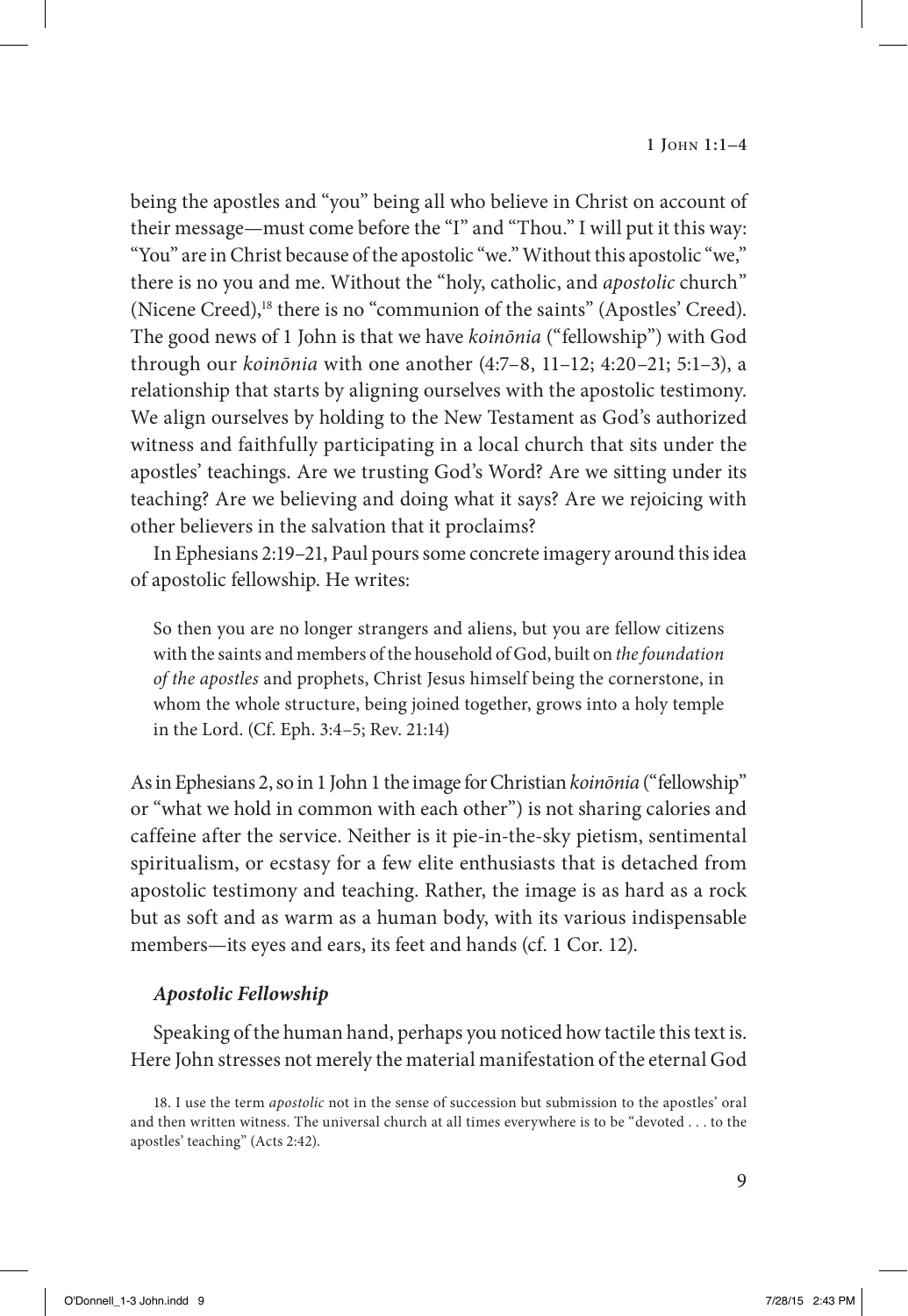being the apostles and "you" being all who believe in Christ on account of their message—must come before the "I" and "Thou." I will put it this way: "You" are in Christ because of the apostolic "we." Without this apostolic "we," there is no you and me. Without the "holy, catholic, and *apostolic* church" (Nicene Creed),[18] there is no "communion of the saints" (Apostles' Creed). The good news of 1 John is that we have *koinōnia* ("fellowship") with God through our *koinōnia* with one another (4:7–8, 11–12; 4:20–21; 5:1–3), a relationship that starts by aligning ourselves with the apostolic testimony. We align ourselves by holding to the New Testament as God's authorized witness and faithfully participating in a local church that sits under the apostles' teachings. Are we trusting God's Word? Are we sitting under its teaching? Are we believing and doing what it says? Are we rejoicing with other believers in the salvation that it proclaims?

In Ephesians 2:19–21, Paul pours some concrete imagery around this idea of apostolic fellowship. He writes:

> So then you are no longer strangers and aliens, but you are fellow citizens with the saints and members of the household of God, built on *the foundation of the apostles* and prophets, Christ Jesus himself being the cornerstone, in whom the whole structure, being joined together, grows into a holy temple in the Lord. (Cf. Eph. 3:4–5; Rev. 21:14)

As in Ephesians 2, so in 1 John 1 the image for Christian *koinōnia* ("fellowship" or "what we hold in common with each other") is not sharing calories and caffeine after the service. Neither is it pie-in-the-sky pietism, sentimental spiritualism, or ecstasy for a few elite enthusiasts that is detached from apostolic testimony and teaching. Rather, the image is as hard as a rock but as soft and as warm as a human body, with its various indispensable members—its eyes and ears, its feet and hands (cf. 1 Cor. 12).

### *Apostolic Fellowship*

Speaking of the human hand, perhaps you noticed how tactile this text is. Here John stresses not merely the material manifestation of the eternal God

18. I use the term *apostolic* not in the sense of succession but submission to the apostles' oral and then written witness. The universal church at all times everywhere is to be "devoted . . . to the apostles' teaching" (Acts 2:42).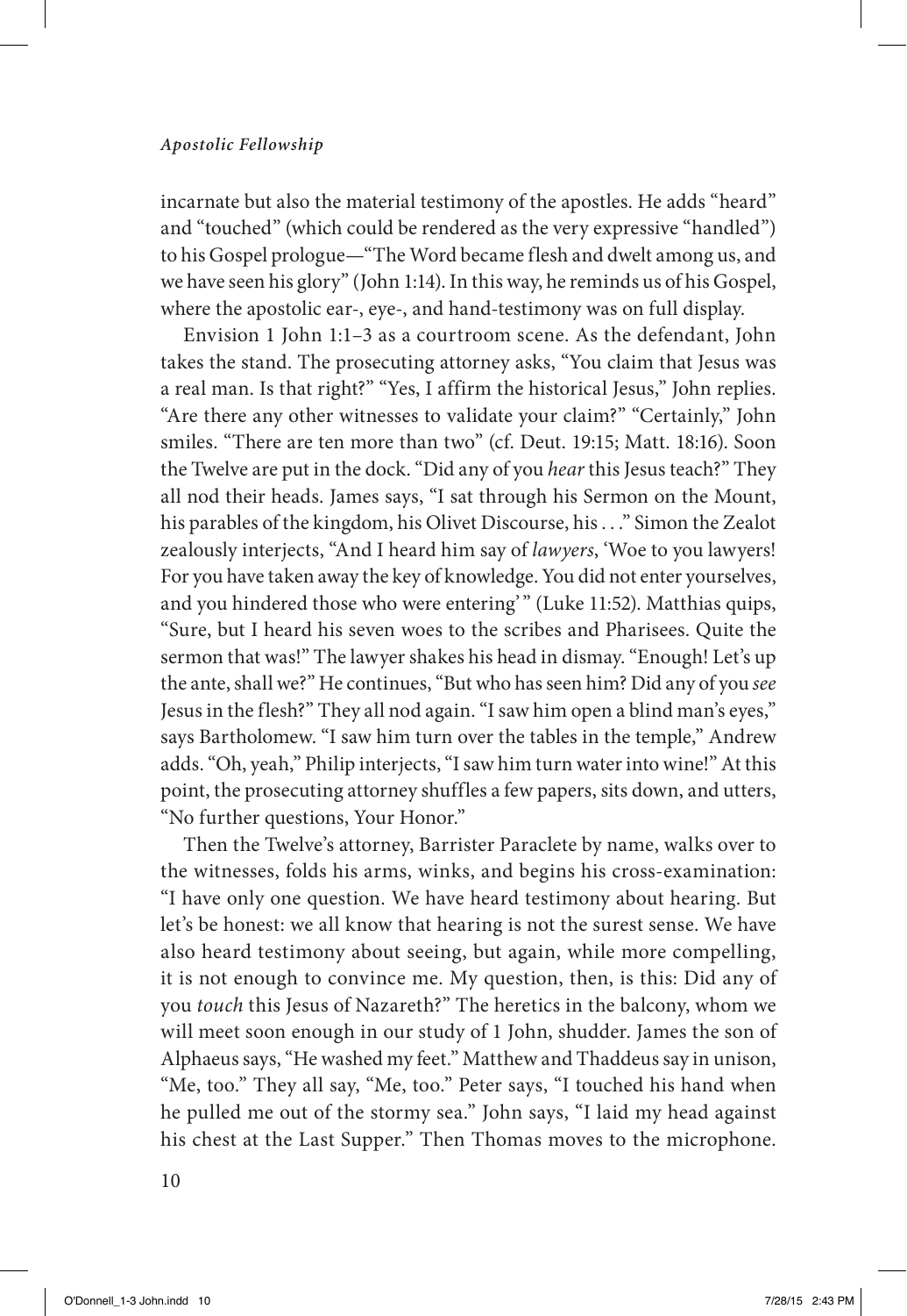incarnate but also the material testimony of the apostles. He adds "heard" and "touched" (which could be rendered as the very expressive "handled") to his Gospel prologue—"The Word became flesh and dwelt among us, and we have seen his glory" (John 1:14). In this way, he reminds us of his Gospel, where the apostolic ear-, eye-, and hand-testimony was on full display.

Envision 1 John 1:1–3 as a courtroom scene. As the defendant, John takes the stand. The prosecuting attorney asks, "You claim that Jesus was a real man. Is that right?" "Yes, I affirm the historical Jesus," John replies. "Are there any other witnesses to validate your claim?" "Certainly," John smiles. "There are ten more than two" (cf. Deut. 19:15; Matt. 18:16). Soon the Twelve are put in the dock. "Did any of you *hear* this Jesus teach?" They all nod their heads. James says, "I sat through his Sermon on the Mount, his parables of the kingdom, his Olivet Discourse, his . . ." Simon the Zealot zealously interjects, "And I heard him say of *lawyers*, 'Woe to you lawyers! For you have taken away the key of knowledge. You did not enter yourselves, and you hindered those who were entering'" (Luke 11:52). Matthias quips, "Sure, but I heard his seven woes to the scribes and Pharisees. Quite the sermon that was!" The lawyer shakes his head in dismay. "Enough! Let's up the ante, shall we?" He continues, "But who has seen him? Did any of you *see* Jesus in the flesh?" They all nod again. "I saw him open a blind man's eyes," says Bartholomew. "I saw him turn over the tables in the temple," Andrew adds. "Oh, yeah," Philip interjects, "I saw him turn water into wine!" At this point, the prosecuting attorney shuffles a few papers, sits down, and utters, "No further questions, Your Honor."

Then the Twelve's attorney, Barrister Paraclete by name, walks over to the witnesses, folds his arms, winks, and begins his cross-examination: "I have only one question. We have heard testimony about hearing. But let's be honest: we all know that hearing is not the surest sense. We have also heard testimony about seeing, but again, while more compelling, it is not enough to convince me. My question, then, is this: Did any of you *touch* this Jesus of Nazareth?" The heretics in the balcony, whom we will meet soon enough in our study of 1 John, shudder. James the son of Alphaeus says, "He washed my feet." Matthew and Thaddeus say in unison, "Me, too." They all say, "Me, too." Peter says, "I touched his hand when he pulled me out of the stormy sea." John says, "I laid my head against his chest at the Last Supper." Then Thomas moves to the microphone.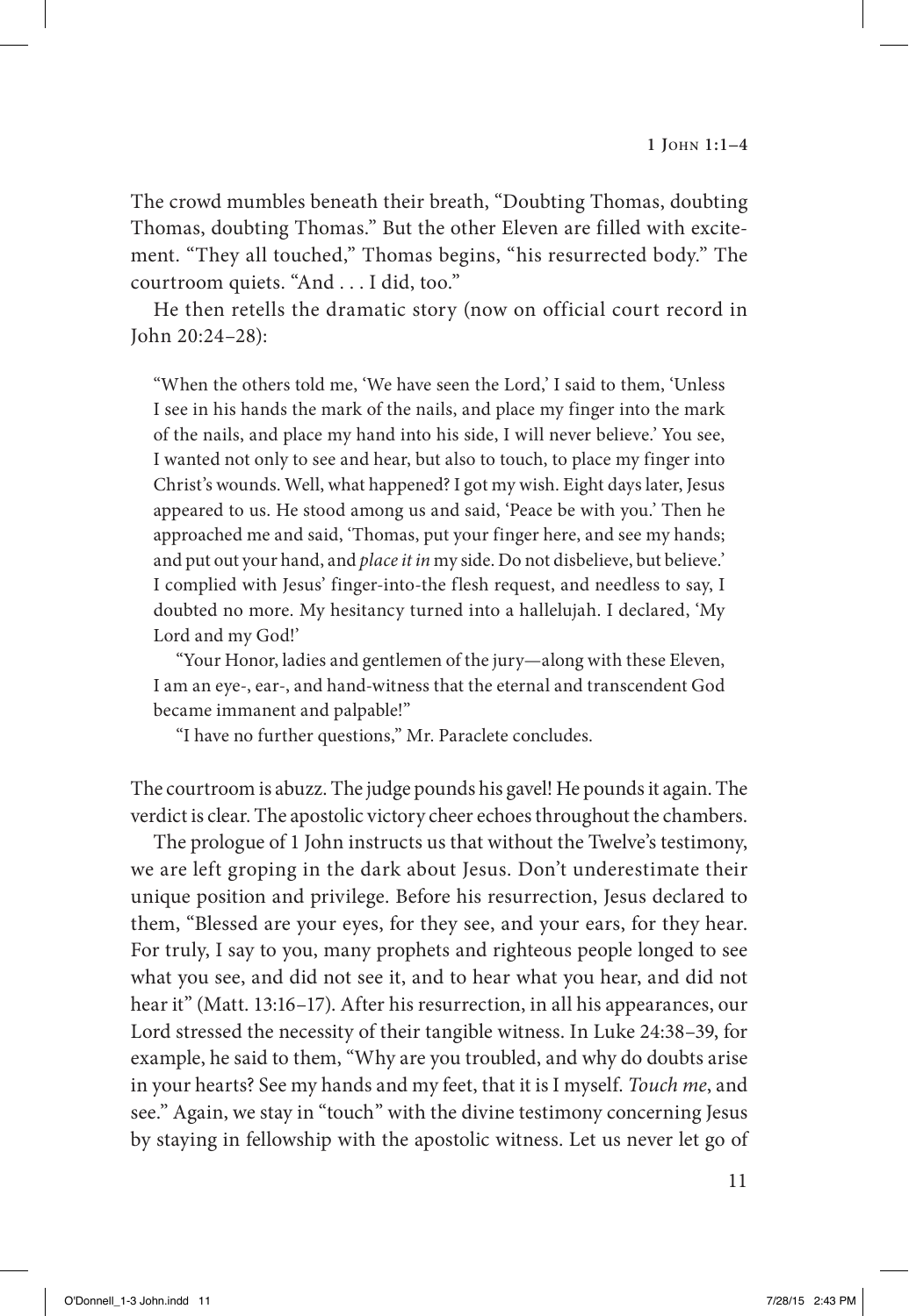The crowd mumbles beneath their breath, "Doubting Thomas, doubting Thomas, doubting Thomas." But the other Eleven are filled with excitement. "They all touched," Thomas begins, "his resurrected body." The courtroom quiets. "And . . . I did, too."

He then retells the dramatic story (now on official court record in John 20:24–28):

> "When the others told me, 'We have seen the Lord,' I said to them, 'Unless I see in his hands the mark of the nails, and place my finger into the mark of the nails, and place my hand into his side, I will never believe.' You see, I wanted not only to see and hear, but also to touch, to place my finger into Christ's wounds. Well, what happened? I got my wish. Eight days later, Jesus appeared to us. He stood among us and said, 'Peace be with you.' Then he approached me and said, 'Thomas, put your finger here, and see my hands; and put out your hand, and *place it in* my side. Do not disbelieve, but believe.' I complied with Jesus' finger-into-the flesh request, and needless to say, I doubted no more. My hesitancy turned into a hallelujah. I declared, 'My Lord and my God!'
>
> "Your Honor, ladies and gentlemen of the jury—along with these Eleven, I am an eye-, ear-, and hand-witness that the eternal and transcendent God became immanent and palpable!"
>
> "I have no further questions," Mr. Paraclete concludes.

The courtroom is abuzz. The judge pounds his gavel! He pounds it again. The verdict is clear. The apostolic victory cheer echoes throughout the chambers.

The prologue of 1 John instructs us that without the Twelve's testimony, we are left groping in the dark about Jesus. Don't underestimate their unique position and privilege. Before his resurrection, Jesus declared to them, "Blessed are your eyes, for they see, and your ears, for they hear. For truly, I say to you, many prophets and righteous people longed to see what you see, and did not see it, and to hear what you hear, and did not hear it" (Matt. 13:16–17). After his resurrection, in all his appearances, our Lord stressed the necessity of their tangible witness. In Luke 24:38–39, for example, he said to them, "Why are you troubled, and why do doubts arise in your hearts? See my hands and my feet, that it is I myself. *Touch me*, and see." Again, we stay in "touch" with the divine testimony concerning Jesus by staying in fellowship with the apostolic witness. Let us never let go of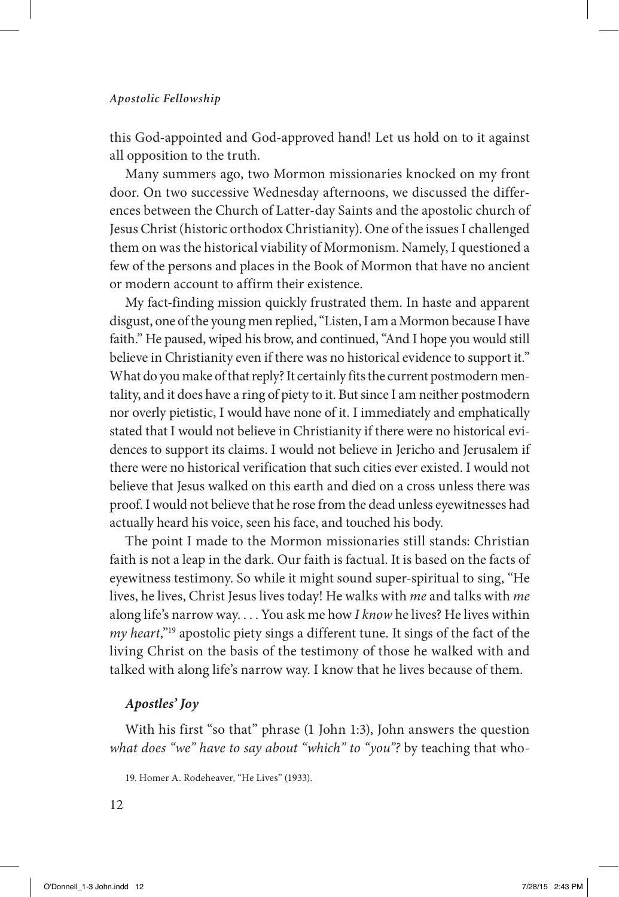this God-appointed and God-approved hand! Let us hold on to it against all opposition to the truth.

Many summers ago, two Mormon missionaries knocked on my front door. On two successive Wednesday afternoons, we discussed the differences between the Church of Latter-day Saints and the apostolic church of Jesus Christ (historic orthodox Christianity). One of the issues I challenged them on was the historical viability of Mormonism. Namely, I questioned a few of the persons and places in the Book of Mormon that have no ancient or modern account to affirm their existence.

My fact-finding mission quickly frustrated them. In haste and apparent disgust, one of the young men replied, "Listen, I am a Mormon because I have faith." He paused, wiped his brow, and continued, "And I hope you would still believe in Christianity even if there was no historical evidence to support it." What do you make of that reply? It certainly fits the current postmodern mentality, and it does have a ring of piety to it. But since I am neither postmodern nor overly pietistic, I would have none of it. I immediately and emphatically stated that I would not believe in Christianity if there were no historical evidences to support its claims. I would not believe in Jericho and Jerusalem if there were no historical verification that such cities ever existed. I would not believe that Jesus walked on this earth and died on a cross unless there was proof. I would not believe that he rose from the dead unless eyewitnesses had actually heard his voice, seen his face, and touched his body.

The point I made to the Mormon missionaries still stands: Christian faith is not a leap in the dark. Our faith is factual. It is based on the facts of eyewitness testimony. So while it might sound super-spiritual to sing, "He lives, he lives, Christ Jesus lives today! He walks with *me* and talks with *me* along life's narrow way. . . . You ask me how *I know* he lives? He lives within *my heart*,"[19] apostolic piety sings a different tune. It sings of the fact of the living Christ on the basis of the testimony of those he walked with and talked with along life's narrow way. I know that he lives because of them.

### *Apostles' Joy*

With his first "so that" phrase (1 John 1:3), John answers the question *what does "we" have to say about "which" to "you"?* by teaching that who-

19. Homer A. Rodeheaver, "He Lives" (1933).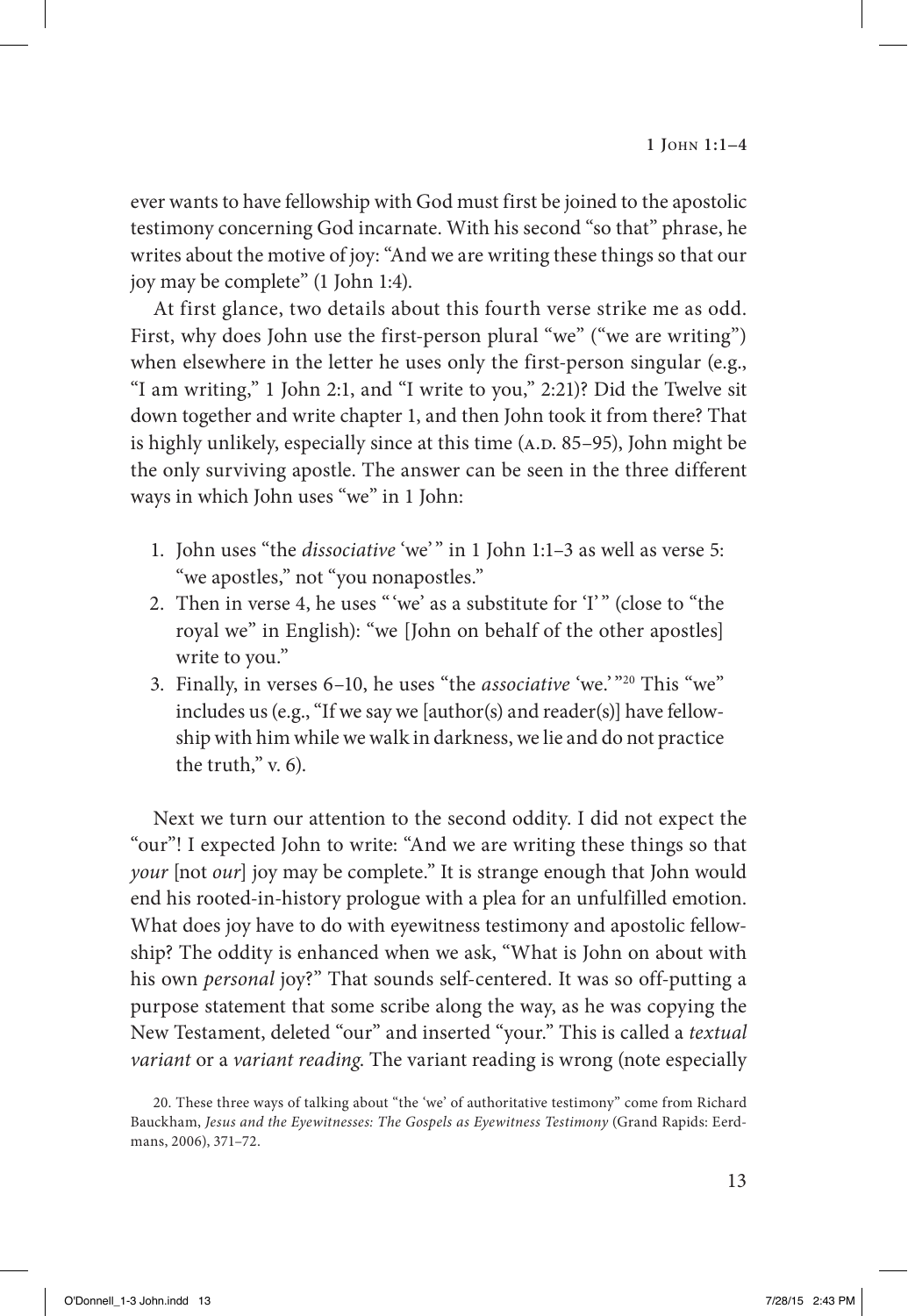ever wants to have fellowship with God must first be joined to the apostolic testimony concerning God incarnate. With his second "so that" phrase, he writes about the motive of joy: "And we are writing these things so that our joy may be complete" (1 John 1:4).

At first glance, two details about this fourth verse strike me as odd. First, why does John use the first-person plural "we" ("we are writing") when elsewhere in the letter he uses only the first-person singular (e.g., "I am writing," 1 John 2:1, and "I write to you," 2:21)? Did the Twelve sit down together and write chapter 1, and then John took it from there? That is highly unlikely, especially since at this time (A.D. 85–95), John might be the only surviving apostle. The answer can be seen in the three different ways in which John uses "we" in 1 John:

1. John uses "the *dissociative* 'we'" in 1 John 1:1–3 as well as verse 5: "we apostles," not "you nonapostles."
2. Then in verse 4, he uses "'we' as a substitute for 'I'" (close to "the royal we" in English): "we [John on behalf of the other apostles] write to you."
3. Finally, in verses 6–10, he uses "the *associative* 'we.'"[20] This "we" includes us (e.g., "If we say we [author(s) and reader(s)] have fellowship with him while we walk in darkness, we lie and do not practice the truth," v. 6).

Next we turn our attention to the second oddity. I did not expect the "our"! I expected John to write: "And we are writing these things so that *your* [not *our*] joy may be complete." It is strange enough that John would end his rooted-in-history prologue with a plea for an unfulfilled emotion. What does joy have to do with eyewitness testimony and apostolic fellowship? The oddity is enhanced when we ask, "What is John on about with his own *personal* joy?" That sounds self-centered. It was so off-putting a purpose statement that some scribe along the way, as he was copying the New Testament, deleted "our" and inserted "your." This is called a *textual variant* or a *variant reading*. The variant reading is wrong (note especially

20. These three ways of talking about "the 'we' of authoritative testimony" come from Richard Bauckham, *Jesus and the Eyewitnesses: The Gospels as Eyewitness Testimony* (Grand Rapids: Eerdmans, 2006), 371–72.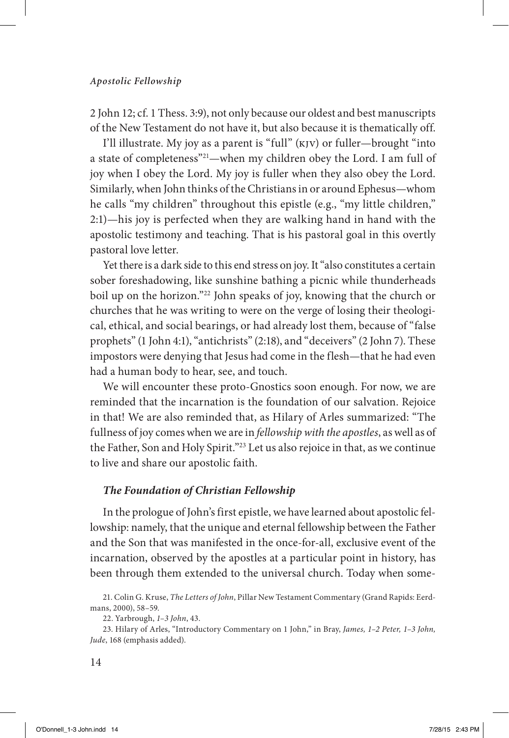2 John 12; cf. 1 Thess. 3:9), not only because our oldest and best manuscripts of the New Testament do not have it, but also because it is thematically off.

I'll illustrate. My joy as a parent is "full" (KJV) or fuller—brought "into a state of completeness"[21]—when my children obey the Lord. I am full of joy when I obey the Lord. My joy is fuller when they also obey the Lord. Similarly, when John thinks of the Christians in or around Ephesus—whom he calls "my children" throughout this epistle (e.g., "my little children," 2:1)—his joy is perfected when they are walking hand in hand with the apostolic testimony and teaching. That is his pastoral goal in this overtly pastoral love letter.

Yet there is a dark side to this end stress on joy. It "also constitutes a certain sober foreshadowing, like sunshine bathing a picnic while thunderheads boil up on the horizon."[22] John speaks of joy, knowing that the church or churches that he was writing to were on the verge of losing their theological, ethical, and social bearings, or had already lost them, because of "false prophets" (1 John 4:1), "antichrists" (2:18), and "deceivers" (2 John 7). These impostors were denying that Jesus had come in the flesh—that he had even had a human body to hear, see, and touch.

We will encounter these proto-Gnostics soon enough. For now, we are reminded that the incarnation is the foundation of our salvation. Rejoice in that! We are also reminded that, as Hilary of Arles summarized: "The fullness of joy comes when we are in *fellowship with the apostles*, as well as of the Father, Son and Holy Spirit."[23] Let us also rejoice in that, as we continue to live and share our apostolic faith.

### *The Foundation of Christian Fellowship*

In the prologue of John's first epistle, we have learned about apostolic fellowship: namely, that the unique and eternal fellowship between the Father and the Son that was manifested in the once-for-all, exclusive event of the incarnation, observed by the apostles at a particular point in history, has been through them extended to the universal church. Today when some-

21. Colin G. Kruse, *The Letters of John*, Pillar New Testament Commentary (Grand Rapids: Eerdmans, 2000), 58–59.

22. Yarbrough, *1–3 John*, 43.

23. Hilary of Arles, "Introductory Commentary on 1 John," in Bray, *James, 1–2 Peter, 1–3 John, Jude*, 168 (emphasis added).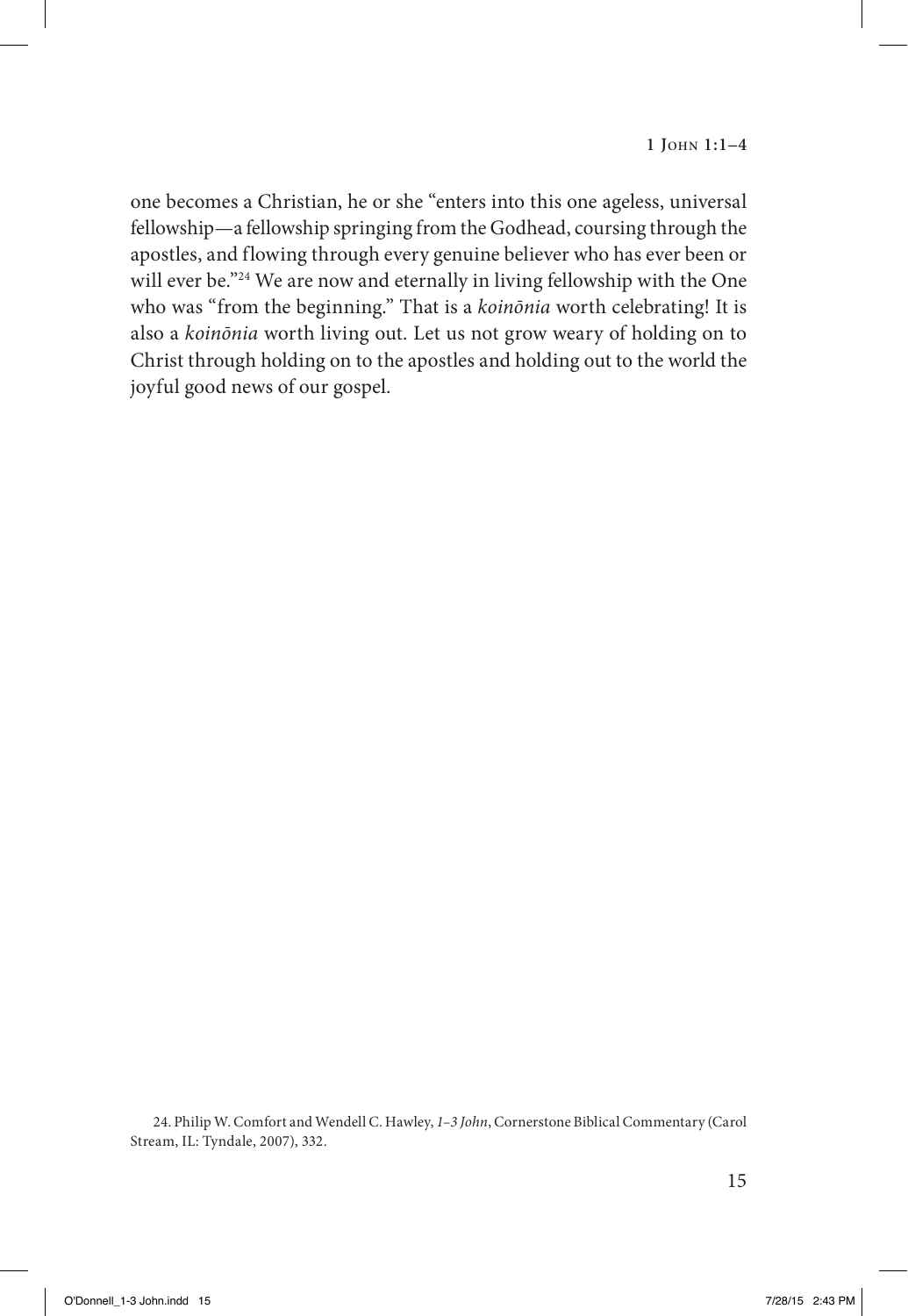one becomes a Christian, he or she "enters into this one ageless, universal fellowship—a fellowship springing from the Godhead, coursing through the apostles, and flowing through every genuine believer who has ever been or will ever be."[24] We are now and eternally in living fellowship with the One who was "from the beginning." That is a *koinōnia* worth celebrating! It is also a *koinōnia* worth living out. Let us not grow weary of holding on to Christ through holding on to the apostles and holding out to the world the joyful good news of our gospel.

24. Philip W. Comfort and Wendell C. Hawley, *1–3 John*, Cornerstone Biblical Commentary (Carol Stream, IL: Tyndale, 2007), 332.